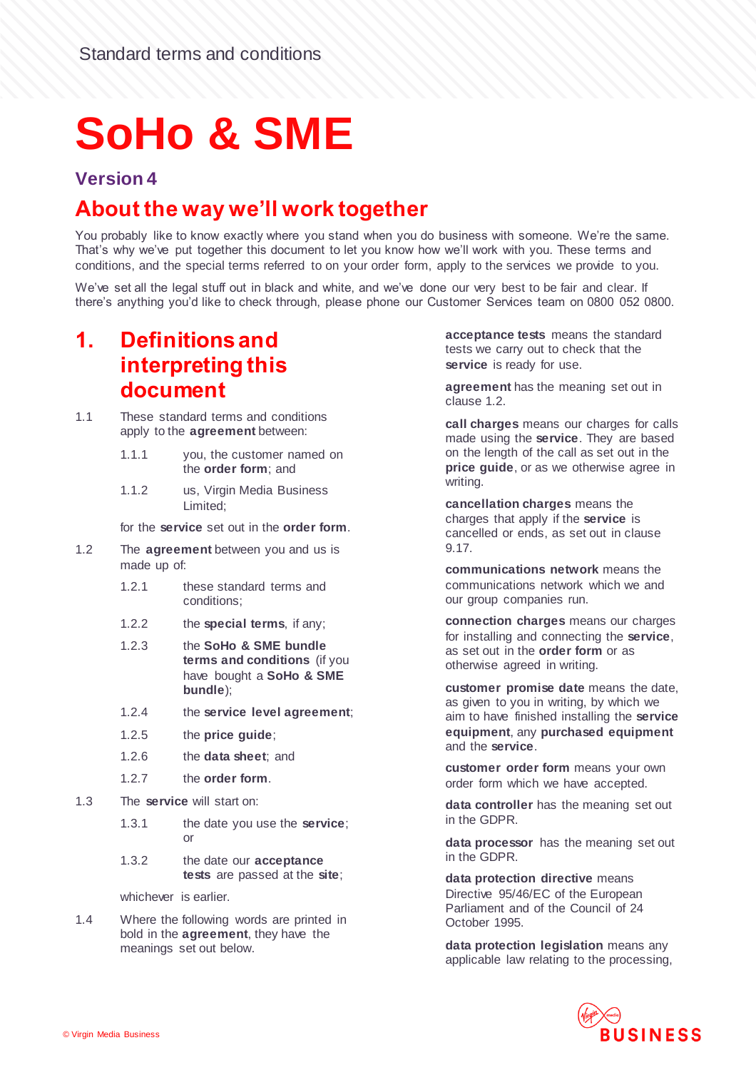Standard terms and conditions

# SoHo & SME

## Version 4

## About the way we'll work together

You probably like to know exactly where you stand when you do business with someone. We're the same. That's why we've put together this document to let you know how we'll work with you. These terms and conditions, and the special terms referred to on your order form, apply to the services we provide to you.

We've set all the legal stuff out in black and white, and we've done our very best to be fair and clear. If there's anything you'd like to check through, please phone our Customer Services team on 0800 052 0800.

## 1. Definitions and interpreting this document

1.1 These standard terms and conditions apply to the **agreement** between:

1.1.1 you, the customer named on the **order form**; and

1.1.2 us, Virgin Media Business Limited;

for the **service** set out in the **order form**.

1.2 The **agreement** between you and us is made up of:

1.2.1 these standard terms and conditions;

1.2.2 the **special terms**, if any;

1.2.3 the **SoHo & SME bundle terms and conditions** (if you have bought a **SoHo & SME bundle**);

1.2.4 the **service level agreement**;

1.2.5 the **price guide**;

1.2.6 the **data sheet**; and

1.2.7 the **order form**.

1.3 The **service** will start on:

1.3.1 the date you use the **service**; or

1.3.2 the date our **acceptance tests** are passed at the **site**;

whichever is earlier.

1.4 Where the following words are printed in bold in the **agreement**, they have the meanings set out below.

**acceptance tests** means the standard tests we carry out to check that the **service** is ready for use.

**agreement** has the meaning set out in clause 1.2.

**call charges** means our charges for calls made using the **service**. They are based on the length of the call as set out in the **price guide**, or as we otherwise agree in writing.

**cancellation charges** means the charges that apply if the **service** is cancelled or ends, as set out in clause 9.17.

**communications network** means the communications network which we and our group companies run.

**connection charges** means our charges for installing and connecting the **service**, as set out in the **order form** or as otherwise agreed in writing.

**customer promise date** means the date, as given to you in writing, by which we aim to have finished installing the **service equipment**, any **purchased equipment** and the **service**.

**customer order form** means your own order form which we have accepted.

**data controller** has the meaning set out in the GDPR.

**data processor** has the meaning set out in the GDPR.

**data protection directive** means Directive 95/46/EC of the European Parliament and of the Council of 24 October 1995.

**data protection legislation** means any applicable law relating to the processing,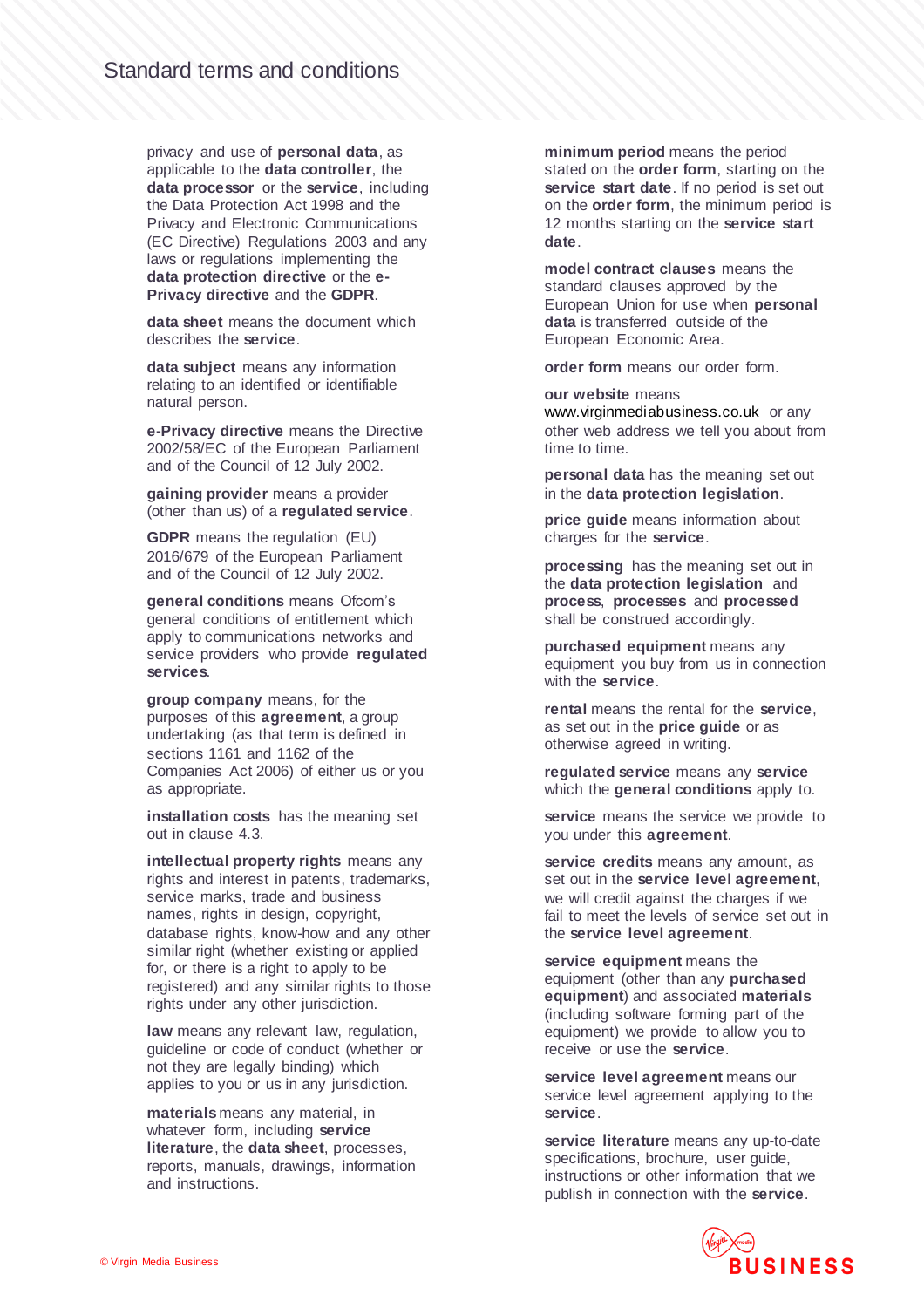privacy and use of **personal data**, as applicable to the **data controller**, the **data processor** or the **service**, including the Data Protection Act 1998 and the Privacy and Electronic Communications (EC Directive) Regulations 2003 and any laws or regulations implementing the **data protection directive** or the **e-Privacy directive** and the **GDPR**.

**data sheet** means the document which describes the **service**.

**data subject** means any information relating to an identified or identifiable natural person.

**e-Privacy directive** means the Directive 2002/58/EC of the European Parliament and of the Council of 12 July 2002.

**gaining provider** means a provider (other than us) of a **regulated service**.

**GDPR** means the regulation (EU) 2016/679 of the European Parliament and of the Council of 12 July 2002.

**general conditions** means Ofcom's general conditions of entitlement which apply to communications networks and service providers who provide **regulated services**.

**group company** means, for the purposes of this **agreement**, a group undertaking (as that term is defined in sections 1161 and 1162 of the Companies Act 2006) of either us or you as appropriate.

**installation costs** has the meaning set out in clause 4.3.

**intellectual property rights** means any rights and interest in patents, trademarks, service marks, trade and business names, rights in design, copyright, database rights, know-how and any other similar right (whether existing or applied for, or there is a right to apply to be registered) and any similar rights to those rights under any other jurisdiction.

**law** means any relevant law, regulation, guideline or code of conduct (whether or not they are legally binding) which applies to you or us in any jurisdiction.

**materials** means any material, in whatever form, including **service literature**, the **data sheet**, processes, reports, manuals, drawings, information and instructions.

**minimum period** means the period stated on the **order form**, starting on the **service start date**. If no period is set out on the **order form**, the minimum period is 12 months starting on the **service start date**.

**model contract clauses** means the standard clauses approved by the European Union for use when **personal data** is transferred outside of the European Economic Area.

**order form** means our order form.

**our website** means www.virginmediabusiness.co.uk or any other web address we tell you about from time to time.

**personal data** has the meaning set out in the **data protection legislation**.

**price guide** means information about charges for the **service**.

**processing** has the meaning set out in the **data protection legislation** and **process**, **processes** and **processed** shall be construed accordingly.

**purchased equipment** means any equipment you buy from us in connection with the **service**.

**rental** means the rental for the **service**, as set out in the **price guide** or as otherwise agreed in writing.

**regulated service** means any **service** which the **general conditions** apply to.

**service** means the service we provide to you under this **agreement**.

**service credits** means any amount, as set out in the **service level agreement**, we will credit against the charges if we fail to meet the levels of service set out in the **service level agreement**.

**service equipment** means the equipment (other than any **purchased equipment**) and associated **materials** (including software forming part of the equipment) we provide to allow you to receive or use the **service**.

**service level agreement** means our service level agreement applying to the **service**.

**service literature** means any up-to-date specifications, brochure, user guide, instructions or other information that we publish in connection with the **service**.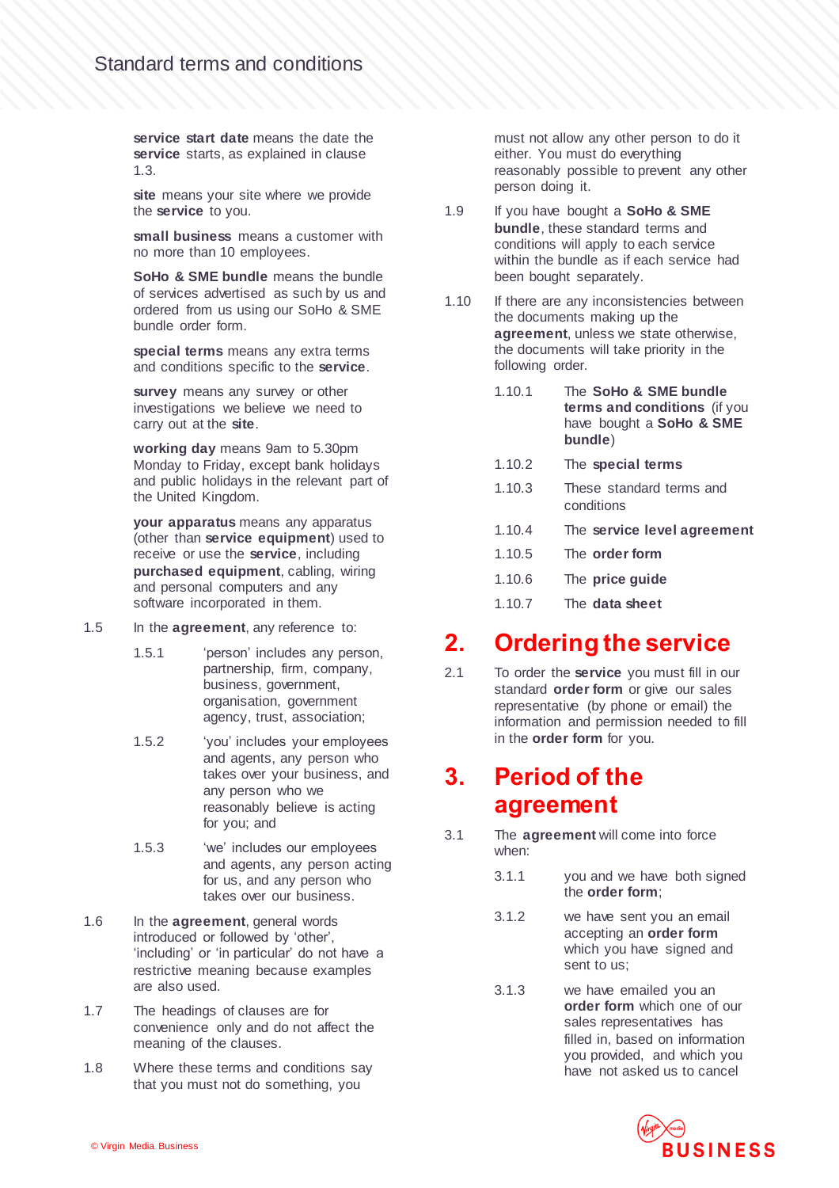**service start date** means the date the **service** starts, as explained in clause 1.3.

**site** means your site where we provide the **service** to you.

**small business** means a customer with no more than 10 employees.

**SoHo & SME bundle** means the bundle of services advertised as such by us and ordered from us using our SoHo & SME bundle order form.

**special terms** means any extra terms and conditions specific to the **service**.

**survey** means any survey or other investigations we believe we need to carry out at the **site**.

**working day** means 9am to 5.30pm Monday to Friday, except bank holidays and public holidays in the relevant part of the United Kingdom.

**your apparatus** means any apparatus (other than **service equipment**) used to receive or use the **service**, including **purchased equipment**, cabling, wiring and personal computers and any software incorporated in them.

1.5 In the **agreement**, any reference to:

1.5.1 'person' includes any person, partnership, firm, company, business, government, organisation, government agency, trust, association;

1.5.2 'you' includes your employees and agents, any person who takes over your business, and any person who we reasonably believe is acting for you; and

1.5.3 'we' includes our employees and agents, any person acting for us, and any person who takes over our business.

1.6 In the **agreement**, general words introduced or followed by 'other', 'including' or 'in particular' do not have a restrictive meaning because examples are also used.

1.7 The headings of clauses are for convenience only and do not affect the meaning of the clauses.

1.8 Where these terms and conditions say that you must not do something, you must not allow any other person to do it either. You must do everything reasonably possible to prevent any other person doing it.

1.9 If you have bought a **SoHo & SME bundle**, these standard terms and conditions will apply to each service within the bundle as if each service had been bought separately.

1.10 If there are any inconsistencies between the documents making up the **agreement**, unless we state otherwise, the documents will take priority in the following order.

1.10.1 The **SoHo & SME bundle terms and conditions** (if you have bought a **SoHo & SME bundle**)

1.10.2 The **special terms**

1.10.3 These standard terms and conditions

1.10.4 The **service level agreement**

1.10.5 The **order form**

1.10.6 The **price guide**

1.10.7 The **data sheet**

## 2. Ordering the service

2.1 To order the **service** you must fill in our standard **order form** or give our sales representative (by phone or email) the information and permission needed to fill in the **order form** for you.

## 3. Period of the agreement

3.1 The **agreement** will come into force when:

3.1.1 you and we have both signed the **order form**;

3.1.2 we have sent you an email accepting an **order form** which you have signed and sent to us;

3.1.3 we have emailed you an **order form** which one of our sales representatives has filled in, based on information you provided, and which you have not asked us to cancel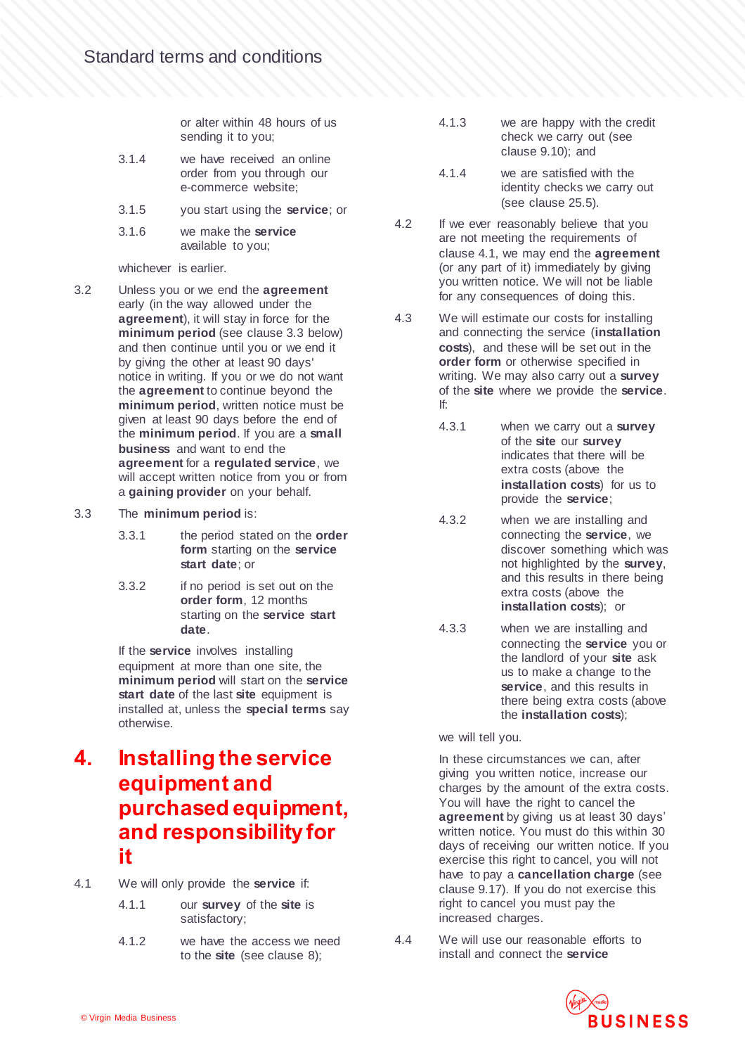or alter within 48 hours of us sending it to you;

3.1.4 we have received an online order from you through our e-commerce website;

3.1.5 you start using the **service**; or

3.1.6 we make the **service** available to you;

whichever is earlier.

3.2 Unless you or we end the **agreement** early (in the way allowed under the **agreement**), it will stay in force for the **minimum period** (see clause 3.3 below) and then continue until you or we end it by giving the other at least 90 days' notice in writing. If you or we do not want the **agreement** to continue beyond the **minimum period**, written notice must be given at least 90 days before the end of the **minimum period**. If you are a **small business** and want to end the **agreement** for a **regulated service**, we will accept written notice from you or from a **gaining provider** on your behalf.

3.3 The **minimum period** is:

3.3.1 the period stated on the **order form** starting on the **service start date**; or

3.3.2 if no period is set out on the **order form**, 12 months starting on the **service start date**.

If the **service** involves installing equipment at more than one site, the **minimum period** will start on the **service start date** of the last **site** equipment is installed at, unless the **special terms** say otherwise.

# 4. Installing the service equipment and purchased equipment, and responsibility for it

4.1 We will only provide the **service** if:

4.1.1 our **survey** of the **site** is satisfactory;

4.1.2 we have the access we need to the **site** (see clause 8);

4.1.3 we are happy with the credit check we carry out (see clause 9.10); and

4.1.4 we are satisfied with the identity checks we carry out (see clause 25.5).

4.2 If we ever reasonably believe that you are not meeting the requirements of clause 4.1, we may end the **agreement** (or any part of it) immediately by giving you written notice. We will not be liable for any consequences of doing this.

4.3 We will estimate our costs for installing and connecting the service (**installation costs**), and these will be set out in the **order form** or otherwise specified in writing. We may also carry out a **survey** of the **site** where we provide the **service**. If:

4.3.1 when we carry out a **survey** of the **site** our **survey** indicates that there will be extra costs (above the **installation costs**) for us to provide the **service**;

4.3.2 when we are installing and connecting the **service**, we discover something which was not highlighted by the **survey**, and this results in there being extra costs (above the **installation costs**); or

4.3.3 when we are installing and connecting the **service** you or the landlord of your **site** ask us to make a change to the **service**, and this results in there being extra costs (above the **installation costs**);

we will tell you.

In these circumstances we can, after giving you written notice, increase our charges by the amount of the extra costs. You will have the right to cancel the **agreement** by giving us at least 30 days' written notice. You must do this within 30 days of receiving our written notice. If you exercise this right to cancel, you will not have to pay a **cancellation charge** (see clause 9.17). If you do not exercise this right to cancel you must pay the increased charges.

4.4 We will use our reasonable efforts to install and connect the **service**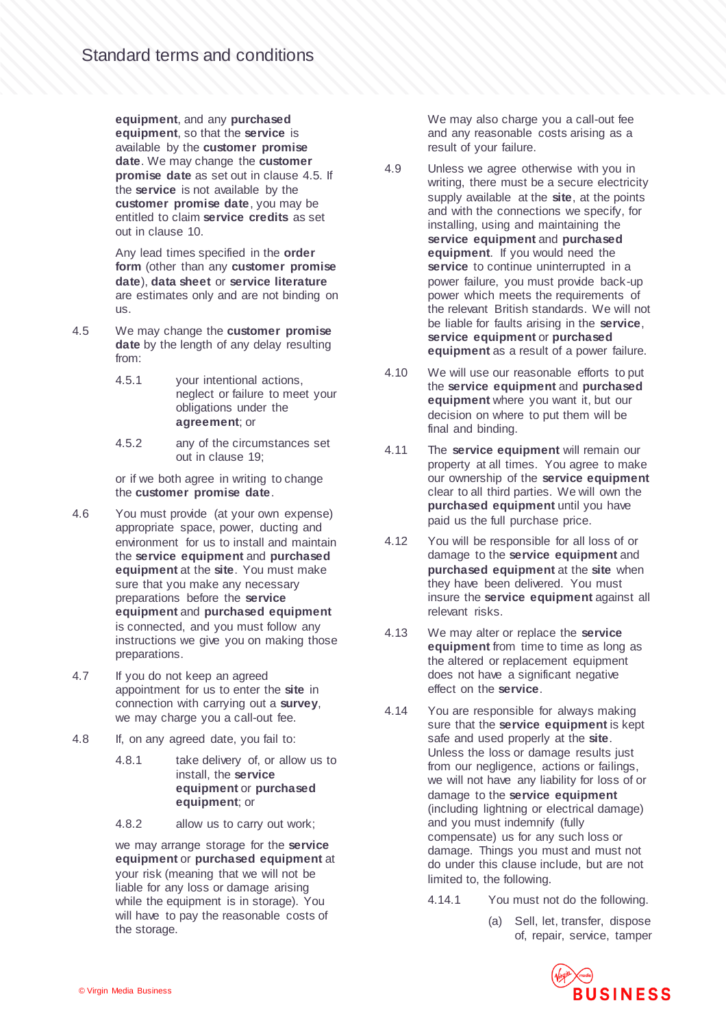**equipment**, and any **purchased equipment**, so that the **service** is available by the **customer promise date**. We may change the **customer promise date** as set out in clause 4.5. If the **service** is not available by the **customer promise date**, you may be entitled to claim **service credits** as set out in clause 10.

Any lead times specified in the **order form** (other than any **customer promise date**), **data sheet** or **service literature** are estimates only and are not binding on us.

4.5 We may change the **customer promise date** by the length of any delay resulting from:

4.5.1 your intentional actions, neglect or failure to meet your obligations under the **agreement**; or

4.5.2 any of the circumstances set out in clause 19;

or if we both agree in writing to change the **customer promise date**.

4.6 You must provide (at your own expense) appropriate space, power, ducting and environment for us to install and maintain the **service equipment** and **purchased equipment** at the **site**. You must make sure that you make any necessary preparations before the **service equipment** and **purchased equipment** is connected, and you must follow any instructions we give you on making those preparations.

4.7 If you do not keep an agreed appointment for us to enter the **site** in connection with carrying out a **survey**, we may charge you a call-out fee.

4.8 If, on any agreed date, you fail to:

4.8.1 take delivery of, or allow us to install, the **service equipment** or **purchased equipment**; or

4.8.2 allow us to carry out work;

we may arrange storage for the **service equipment** or **purchased equipment** at your risk (meaning that we will not be liable for any loss or damage arising while the equipment is in storage). You will have to pay the reasonable costs of the storage.

We may also charge you a call-out fee and any reasonable costs arising as a result of your failure.

4.9 Unless we agree otherwise with you in writing, there must be a secure electricity supply available at the **site**, at the points and with the connections we specify, for installing, using and maintaining the **service equipment** and **purchased equipment**. If you would need the **service** to continue uninterrupted in a power failure, you must provide back-up power which meets the requirements of the relevant British standards. We will not be liable for faults arising in the **service**, **service equipment** or **purchased equipment** as a result of a power failure.

4.10 We will use our reasonable efforts to put the **service equipment** and **purchased equipment** where you want it, but our decision on where to put them will be final and binding.

4.11 The **service equipment** will remain our property at all times. You agree to make our ownership of the **service equipment** clear to all third parties. We will own the **purchased equipment** until you have paid us the full purchase price.

4.12 You will be responsible for all loss of or damage to the **service equipment** and **purchased equipment** at the **site** when they have been delivered. You must insure the **service equipment** against all relevant risks.

4.13 We may alter or replace the **service equipment** from time to time as long as the altered or replacement equipment does not have a significant negative effect on the **service**.

4.14 You are responsible for always making sure that the **service equipment** is kept safe and used properly at the **site**. Unless the loss or damage results just from our negligence, actions or failings, we will not have any liability for loss of or damage to the **service equipment** (including lightning or electrical damage) and you must indemnify (fully compensate) us for any such loss or damage. Things you must and must not do under this clause include, but are not limited to, the following.

4.14.1 You must not do the following.

(a) Sell, let, transfer, dispose of, repair, service, tamper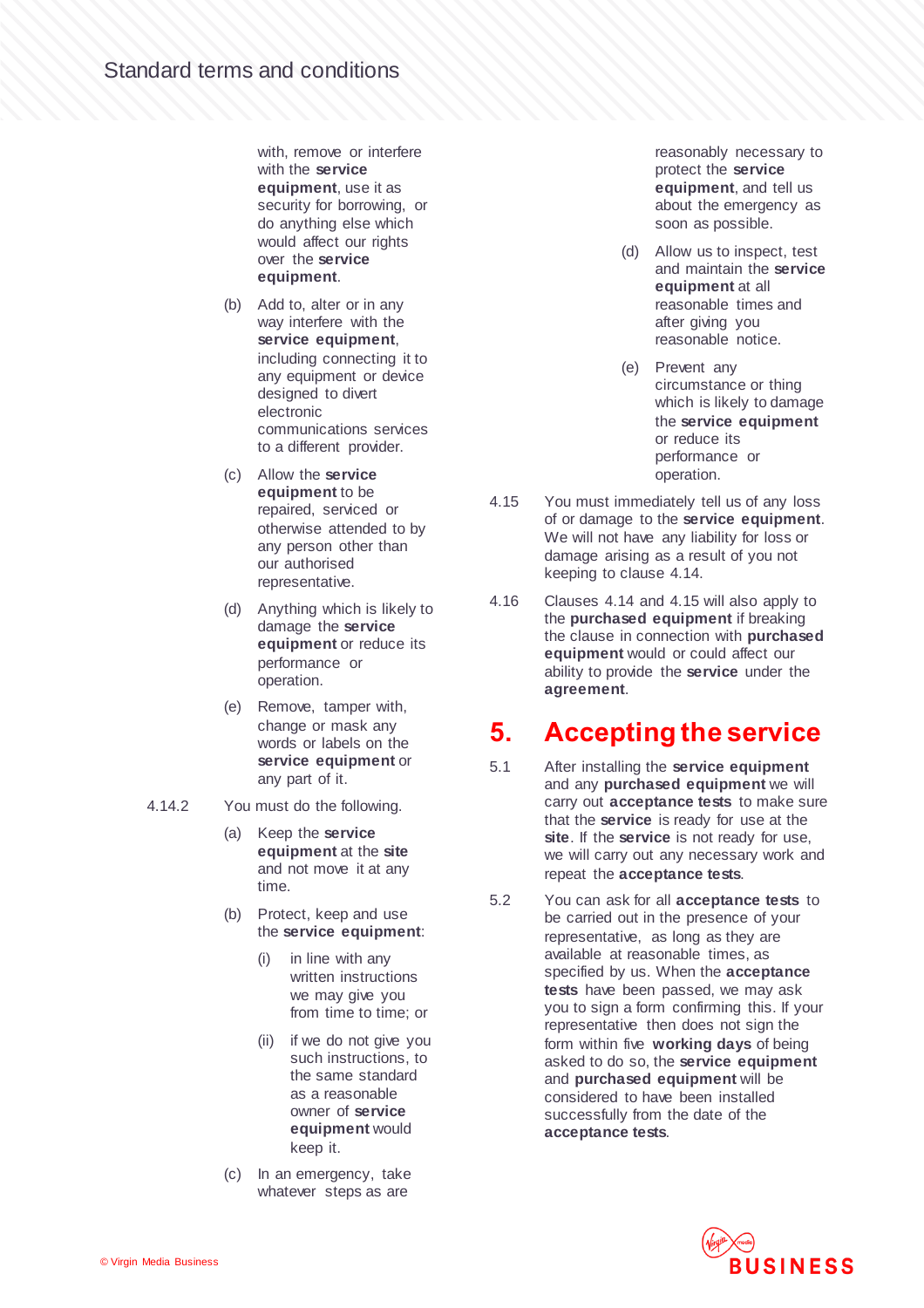with, remove or interfere with the **service equipment**, use it as security for borrowing, or do anything else which would affect our rights over the **service equipment**.

(b) Add to, alter or in any way interfere with the **service equipment**, including connecting it to any equipment or device designed to divert electronic communications services to a different provider.

(c) Allow the **service equipment** to be repaired, serviced or otherwise attended to by any person other than our authorised representative.

(d) Anything which is likely to damage the **service equipment** or reduce its performance or operation.

(e) Remove, tamper with, change or mask any words or labels on the **service equipment** or any part of it.

4.14.2 You must do the following.

(a) Keep the **service equipment** at the **site** and not move it at any time.

(b) Protect, keep and use the **service equipment**:

(i) in line with any written instructions we may give you from time to time; or

(ii) if we do not give you such instructions, to the same standard as a reasonable owner of **service equipment** would keep it.

(c) In an emergency, take whatever steps as are reasonably necessary to protect the **service equipment**, and tell us about the emergency as soon as possible.

(d) Allow us to inspect, test and maintain the **service equipment** at all reasonable times and after giving you reasonable notice.

(e) Prevent any circumstance or thing which is likely to damage the **service equipment** or reduce its performance or operation.

4.15 You must immediately tell us of any loss of or damage to the **service equipment**. We will not have any liability for loss or damage arising as a result of you not keeping to clause 4.14.

4.16 Clauses 4.14 and 4.15 will also apply to the **purchased equipment** if breaking the clause in connection with **purchased equipment** would or could affect our ability to provide the **service** under the **agreement**.

## 5. Accepting the service

5.1 After installing the **service equipment** and any **purchased equipment** we will carry out **acceptance tests** to make sure that the **service** is ready for use at the **site**. If the **service** is not ready for use, we will carry out any necessary work and repeat the **acceptance tests**.

5.2 You can ask for all **acceptance tests** to be carried out in the presence of your representative, as long as they are available at reasonable times, as specified by us. When the **acceptance tests** have been passed, we may ask you to sign a form confirming this. If your representative then does not sign the form within five **working days** of being asked to do so, the **service equipment** and **purchased equipment** will be considered to have been installed successfully from the date of the **acceptance tests**.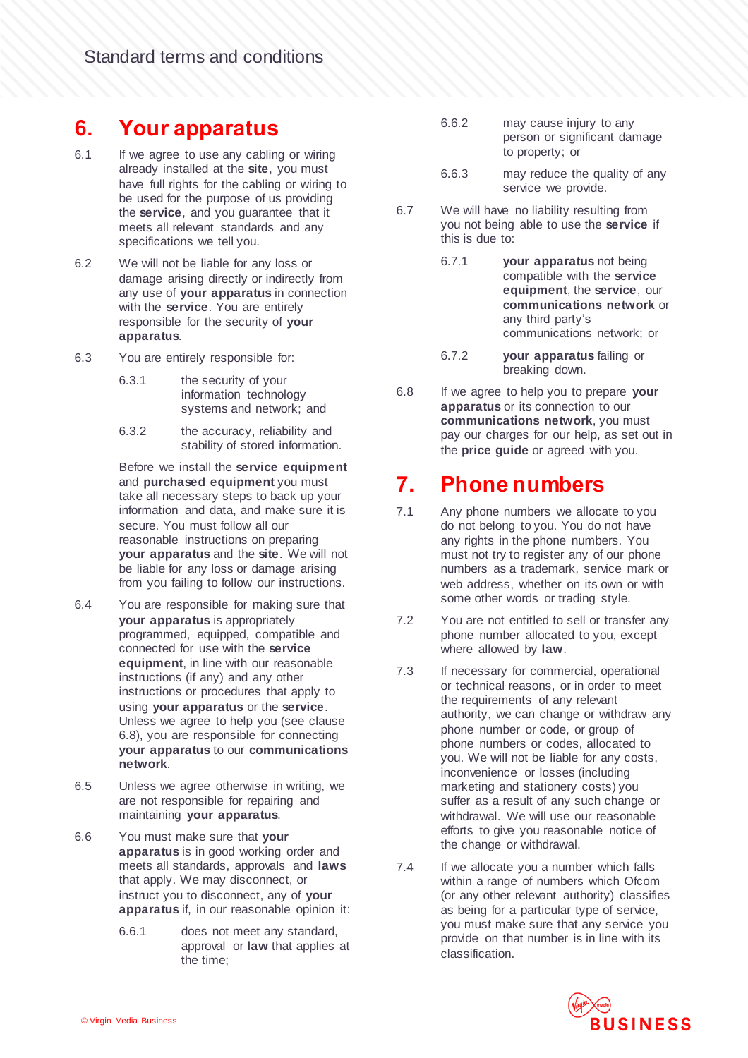# 6. Your apparatus

6.1 If we agree to use any cabling or wiring already installed at the **site**, you must have full rights for the cabling or wiring to be used for the purpose of us providing the **service**, and you guarantee that it meets all relevant standards and any specifications we tell you.

6.2 We will not be liable for any loss or damage arising directly or indirectly from any use of **your apparatus** in connection with the **service**. You are entirely responsible for the security of **your apparatus**.

6.3 You are entirely responsible for:

6.3.1 the security of your information technology systems and network; and

6.3.2 the accuracy, reliability and stability of stored information.

Before we install the **service equipment** and **purchased equipment** you must take all necessary steps to back up your information and data, and make sure it is secure. You must follow all our reasonable instructions on preparing **your apparatus** and the **site**. We will not be liable for any loss or damage arising from you failing to follow our instructions.

6.4 You are responsible for making sure that **your apparatus** is appropriately programmed, equipped, compatible and connected for use with the **service equipment**, in line with our reasonable instructions (if any) and any other instructions or procedures that apply to using **your apparatus** or the **service**. Unless we agree to help you (see clause 6.8), you are responsible for connecting **your apparatus** to our **communications network**.

6.5 Unless we agree otherwise in writing, we are not responsible for repairing and maintaining **your apparatus**.

6.6 You must make sure that **your apparatus** is in good working order and meets all standards, approvals and **laws** that apply. We may disconnect, or instruct you to disconnect, any of **your apparatus** if, in our reasonable opinion it:

6.6.1 does not meet any standard, approval or **law** that applies at the time;

6.6.2 may cause injury to any person or significant damage to property; or

6.6.3 may reduce the quality of any service we provide.

6.7 We will have no liability resulting from you not being able to use the **service** if this is due to:

6.7.1 **your apparatus** not being compatible with the **service equipment**, the **service**, our **communications network** or any third party's communications network; or

6.7.2 **your apparatus** failing or breaking down.

6.8 If we agree to help you to prepare **your apparatus** or its connection to our **communications network**, you must pay our charges for our help, as set out in the **price guide** or agreed with you.

# 7. Phone numbers

7.1 Any phone numbers we allocate to you do not belong to you. You do not have any rights in the phone numbers. You must not try to register any of our phone numbers as a trademark, service mark or web address, whether on its own or with some other words or trading style.

7.2 You are not entitled to sell or transfer any phone number allocated to you, except where allowed by **law**.

7.3 If necessary for commercial, operational or technical reasons, or in order to meet the requirements of any relevant authority, we can change or withdraw any phone number or code, or group of phone numbers or codes, allocated to you. We will not be liable for any costs, inconvenience or losses (including marketing and stationery costs) you suffer as a result of any such change or withdrawal. We will use our reasonable efforts to give you reasonable notice of the change or withdrawal.

7.4 If we allocate you a number which falls within a range of numbers which Ofcom (or any other relevant authority) classifies as being for a particular type of service, you must make sure that any service you provide on that number is in line with its classification.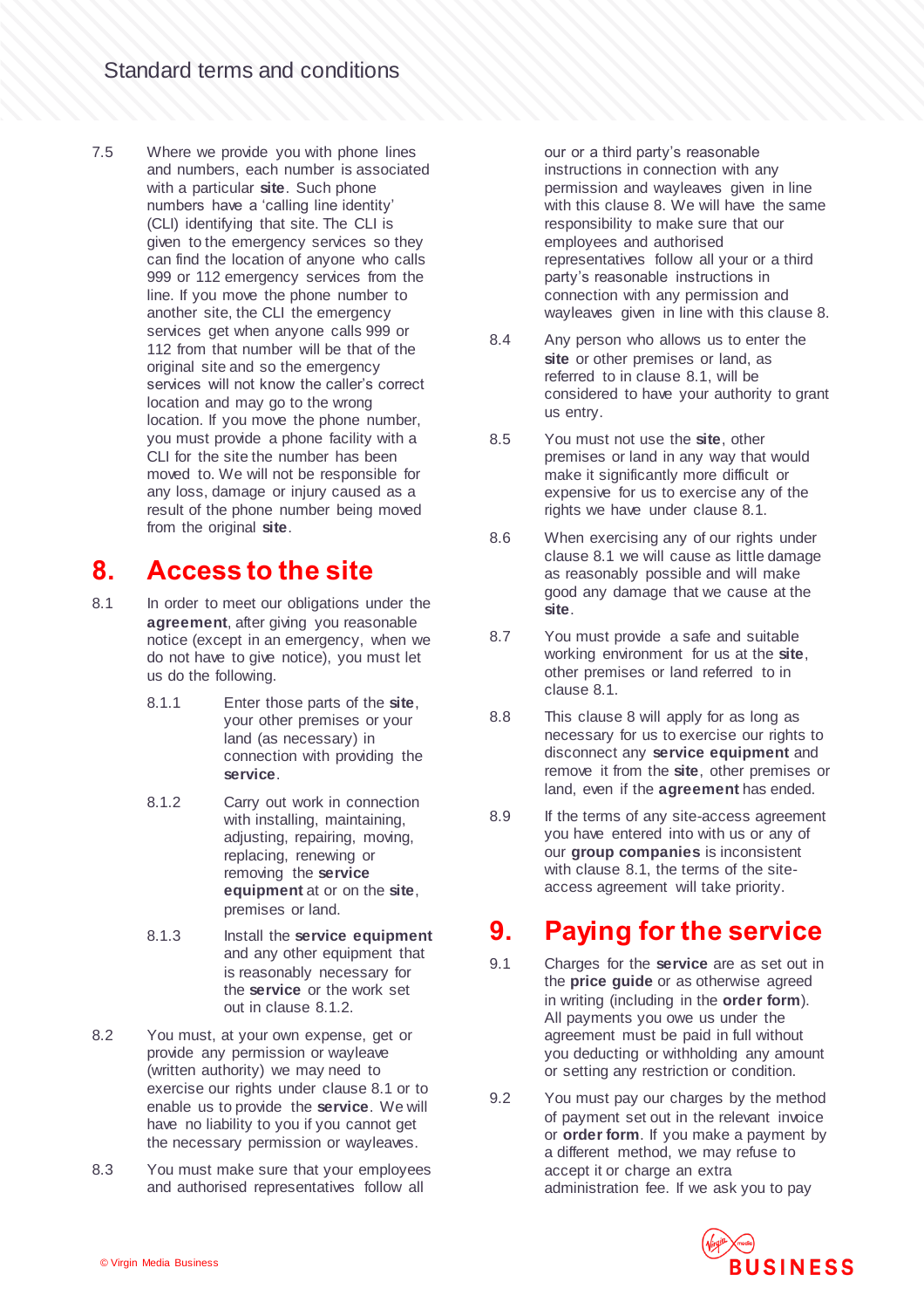7.5 Where we provide you with phone lines and numbers, each number is associated with a particular **site**. Such phone numbers have a 'calling line identity' (CLI) identifying that site. The CLI is given to the emergency services so they can find the location of anyone who calls 999 or 112 emergency services from the line. If you move the phone number to another site, the CLI the emergency services get when anyone calls 999 or 112 from that number will be that of the original site and so the emergency services will not know the caller's correct location and may go to the wrong location. If you move the phone number, you must provide a phone facility with a CLI for the site the number has been moved to. We will not be responsible for any loss, damage or injury caused as a result of the phone number being moved from the original **site**.

## 8. Access to the site

8.1 In order to meet our obligations under the **agreement**, after giving you reasonable notice (except in an emergency, when we do not have to give notice), you must let us do the following.

8.1.1 Enter those parts of the **site**, your other premises or your land (as necessary) in connection with providing the **service**.

8.1.2 Carry out work in connection with installing, maintaining, adjusting, repairing, moving, replacing, renewing or removing the **service equipment** at or on the **site**, premises or land.

8.1.3 Install the **service equipment** and any other equipment that is reasonably necessary for the **service** or the work set out in clause 8.1.2.

8.2 You must, at your own expense, get or provide any permission or wayleave (written authority) we may need to exercise our rights under clause 8.1 or to enable us to provide the **service**. We will have no liability to you if you cannot get the necessary permission or wayleaves.

8.3 You must make sure that your employees and authorised representatives follow all our or a third party's reasonable instructions in connection with any permission and wayleaves given in line with this clause 8. We will have the same responsibility to make sure that our employees and authorised representatives follow all your or a third party's reasonable instructions in connection with any permission and wayleaves given in line with this clause 8.

8.4 Any person who allows us to enter the **site** or other premises or land, as referred to in clause 8.1, will be considered to have your authority to grant us entry.

8.5 You must not use the **site**, other premises or land in any way that would make it significantly more difficult or expensive for us to exercise any of the rights we have under clause 8.1.

8.6 When exercising any of our rights under clause 8.1 we will cause as little damage as reasonably possible and will make good any damage that we cause at the **site**.

8.7 You must provide a safe and suitable working environment for us at the **site**, other premises or land referred to in clause 8.1.

8.8 This clause 8 will apply for as long as necessary for us to exercise our rights to disconnect any **service equipment** and remove it from the **site**, other premises or land, even if the **agreement** has ended.

8.9 If the terms of any site-access agreement you have entered into with us or any of our **group companies** is inconsistent with clause 8.1, the terms of the site-access agreement will take priority.

## 9. Paying for the service

9.1 Charges for the **service** are as set out in the **price guide** or as otherwise agreed in writing (including in the **order form**). All payments you owe us under the agreement must be paid in full without you deducting or withholding any amount or setting any restriction or condition.

9.2 You must pay our charges by the method of payment set out in the relevant invoice or **order form**. If you make a payment by a different method, we may refuse to accept it or charge an extra administration fee. If we ask you to pay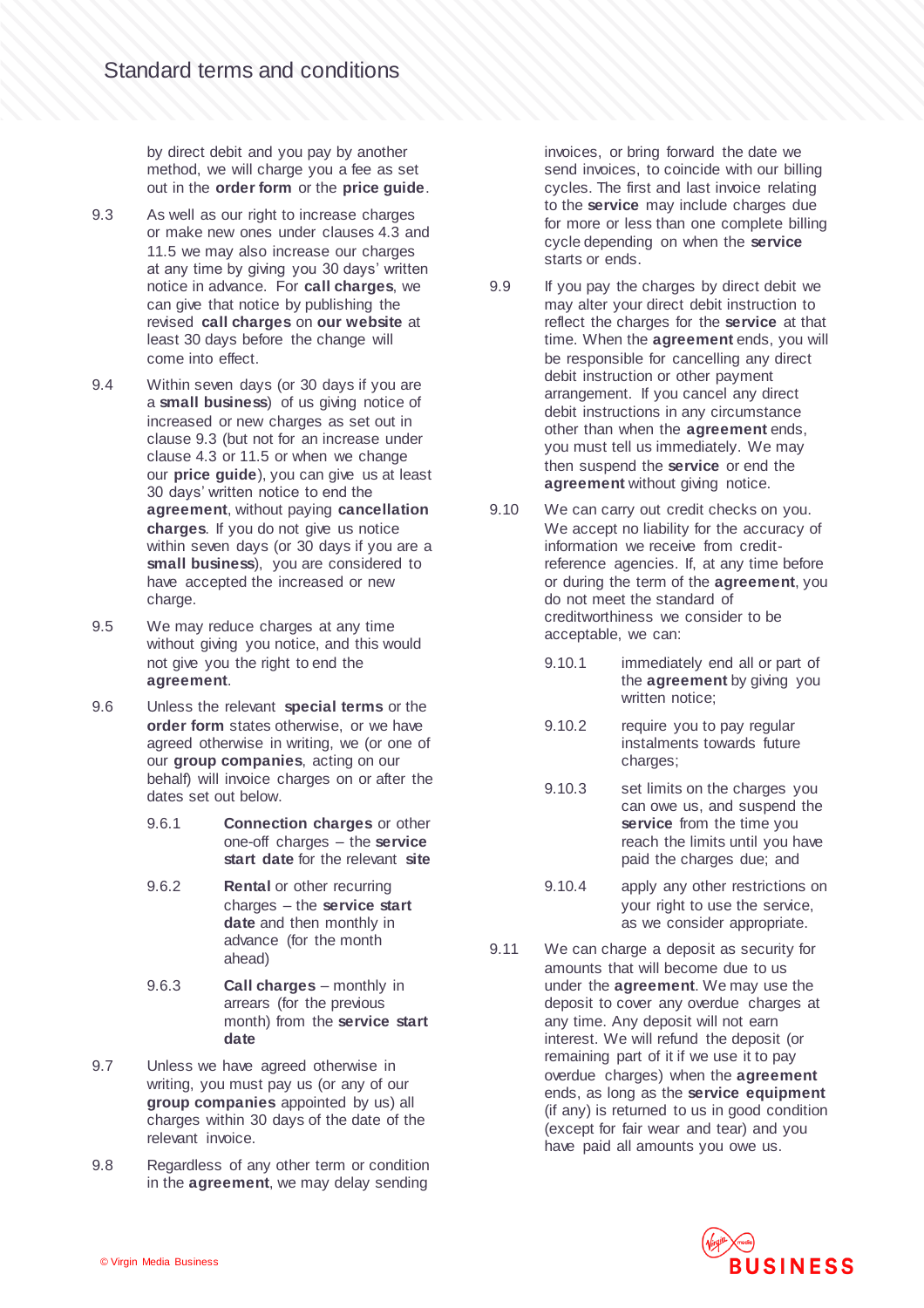by direct debit and you pay by another method, we will charge you a fee as set out in the **order form** or the **price guide**.

9.3 As well as our right to increase charges or make new ones under clauses 4.3 and 11.5 we may also increase our charges at any time by giving you 30 days' written notice in advance. For **call charges**, we can give that notice by publishing the revised **call charges** on **our website** at least 30 days before the change will come into effect.

9.4 Within seven days (or 30 days if you are a **small business**) of us giving notice of increased or new charges as set out in clause 9.3 (but not for an increase under clause 4.3 or 11.5 or when we change our **price guide**), you can give us at least 30 days' written notice to end the **agreement**, without paying **cancellation charges**. If you do not give us notice within seven days (or 30 days if you are a **small business**), you are considered to have accepted the increased or new charge.

9.5 We may reduce charges at any time without giving you notice, and this would not give you the right to end the **agreement**.

9.6 Unless the relevant **special terms** or the **order form** states otherwise, or we have agreed otherwise in writing, we (or one of our **group companies**, acting on our behalf) will invoice charges on or after the dates set out below.

9.6.1 **Connection charges** or other one-off charges – the **service start date** for the relevant **site**

9.6.2 **Rental** or other recurring charges – the **service start date** and then monthly in advance (for the month ahead)

9.6.3 **Call charges** – monthly in arrears (for the previous month) from the **service start date**

9.7 Unless we have agreed otherwise in writing, you must pay us (or any of our **group companies** appointed by us) all charges within 30 days of the date of the relevant invoice.

9.8 Regardless of any other term or condition in the **agreement**, we may delay sending invoices, or bring forward the date we send invoices, to coincide with our billing cycles. The first and last invoice relating to the **service** may include charges due for more or less than one complete billing cycle depending on when the **service** starts or ends.

9.9 If you pay the charges by direct debit we may alter your direct debit instruction to reflect the charges for the **service** at that time. When the **agreement** ends, you will be responsible for cancelling any direct debit instruction or other payment arrangement. If you cancel any direct debit instructions in any circumstance other than when the **agreement** ends, you must tell us immediately. We may then suspend the **service** or end the **agreement** without giving notice.

9.10 We can carry out credit checks on you. We accept no liability for the accuracy of information we receive from credit-reference agencies. If, at any time before or during the term of the **agreement**, you do not meet the standard of creditworthiness we consider to be acceptable, we can:

9.10.1 immediately end all or part of the **agreement** by giving you written notice;

9.10.2 require you to pay regular instalments towards future charges;

9.10.3 set limits on the charges you can owe us, and suspend the **service** from the time you reach the limits until you have paid the charges due; and

9.10.4 apply any other restrictions on your right to use the service, as we consider appropriate.

9.11 We can charge a deposit as security for amounts that will become due to us under the **agreement**. We may use the deposit to cover any overdue charges at any time. Any deposit will not earn interest. We will refund the deposit (or remaining part of it if we use it to pay overdue charges) when the **agreement** ends, as long as the **service equipment** (if any) is returned to us in good condition (except for fair wear and tear) and you have paid all amounts you owe us.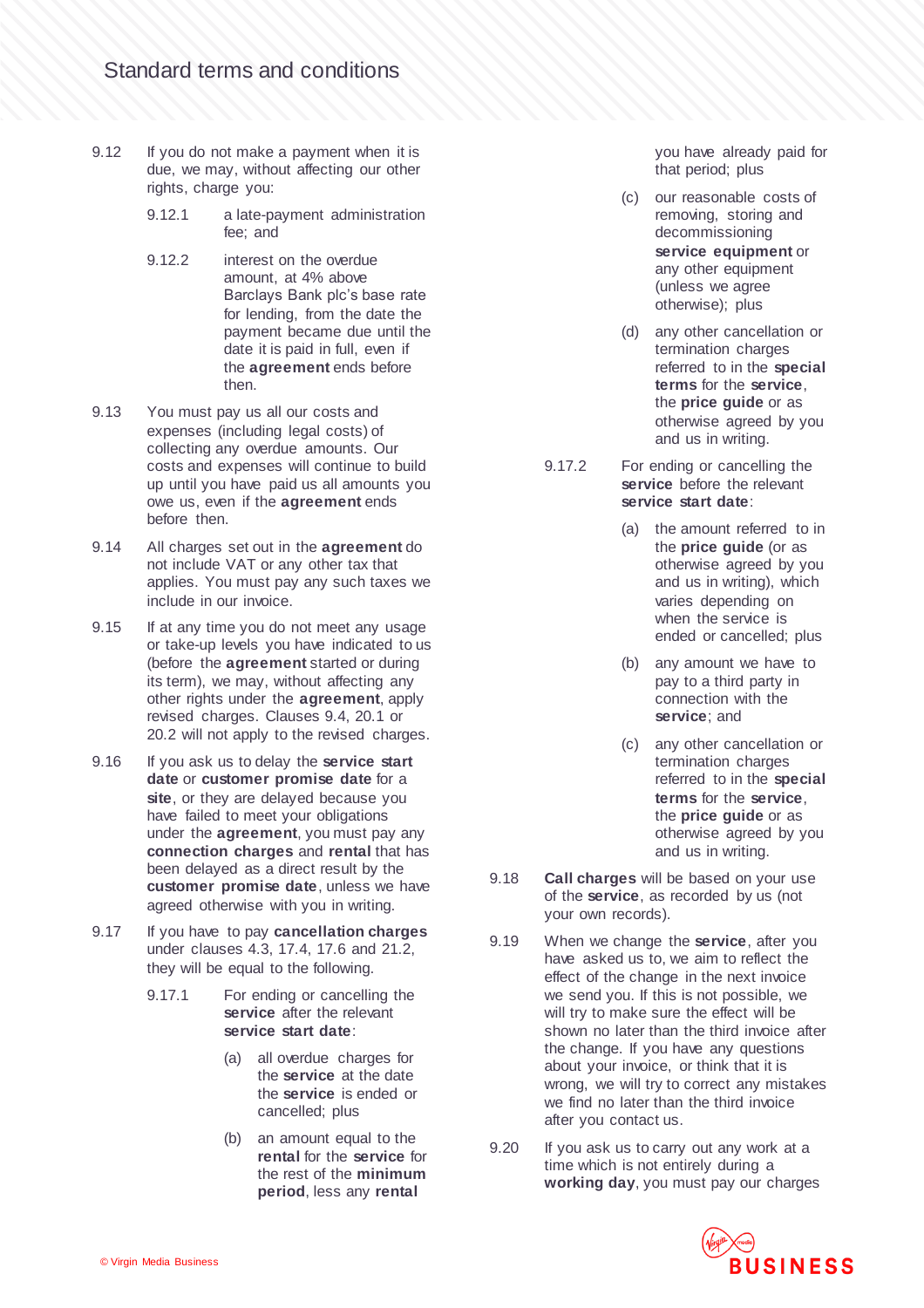9.12 If you do not make a payment when it is due, we may, without affecting our other rights, charge you:

9.12.1 a late-payment administration fee; and

9.12.2 interest on the overdue amount, at 4% above Barclays Bank plc's base rate for lending, from the date the payment became due until the date it is paid in full, even if the **agreement** ends before then.

9.13 You must pay us all our costs and expenses (including legal costs) of collecting any overdue amounts. Our costs and expenses will continue to build up until you have paid us all amounts you owe us, even if the **agreement** ends before then.

9.14 All charges set out in the **agreement** do not include VAT or any other tax that applies. You must pay any such taxes we include in our invoice.

9.15 If at any time you do not meet any usage or take-up levels you have indicated to us (before the **agreement** started or during its term), we may, without affecting any other rights under the **agreement**, apply revised charges. Clauses 9.4, 20.1 or 20.2 will not apply to the revised charges.

9.16 If you ask us to delay the **service start date** or **customer promise date** for a **site**, or they are delayed because you have failed to meet your obligations under the **agreement**, you must pay any **connection charges** and **rental** that has been delayed as a direct result by the **customer promise date**, unless we have agreed otherwise with you in writing.

9.17 If you have to pay **cancellation charges** under clauses 4.3, 17.4, 17.6 and 21.2, they will be equal to the following.

9.17.1 For ending or cancelling the **service** after the relevant **service start date**:

(a) all overdue charges for the **service** at the date the **service** is ended or cancelled; plus

(b) an amount equal to the **rental** for the **service** for the rest of the **minimum period**, less any **rental** you have already paid for that period; plus

(c) our reasonable costs of removing, storing and decommissioning **service equipment** or any other equipment (unless we agree otherwise); plus

(d) any other cancellation or termination charges referred to in the **special terms** for the **service**, the **price guide** or as otherwise agreed by you and us in writing.

9.17.2 For ending or cancelling the **service** before the relevant **service start date**:

(a) the amount referred to in the **price guide** (or as otherwise agreed by you and us in writing), which varies depending on when the service is ended or cancelled; plus

(b) any amount we have to pay to a third party in connection with the **service**; and

(c) any other cancellation or termination charges referred to in the **special terms** for the **service**, the **price guide** or as otherwise agreed by you and us in writing.

9.18 **Call charges** will be based on your use of the **service**, as recorded by us (not your own records).

9.19 When we change the **service**, after you have asked us to, we aim to reflect the effect of the change in the next invoice we send you. If this is not possible, we will try to make sure the effect will be shown no later than the third invoice after the change. If you have any questions about your invoice, or think that it is wrong, we will try to correct any mistakes we find no later than the third invoice after you contact us.

9.20 If you ask us to carry out any work at a time which is not entirely during a **working day**, you must pay our charges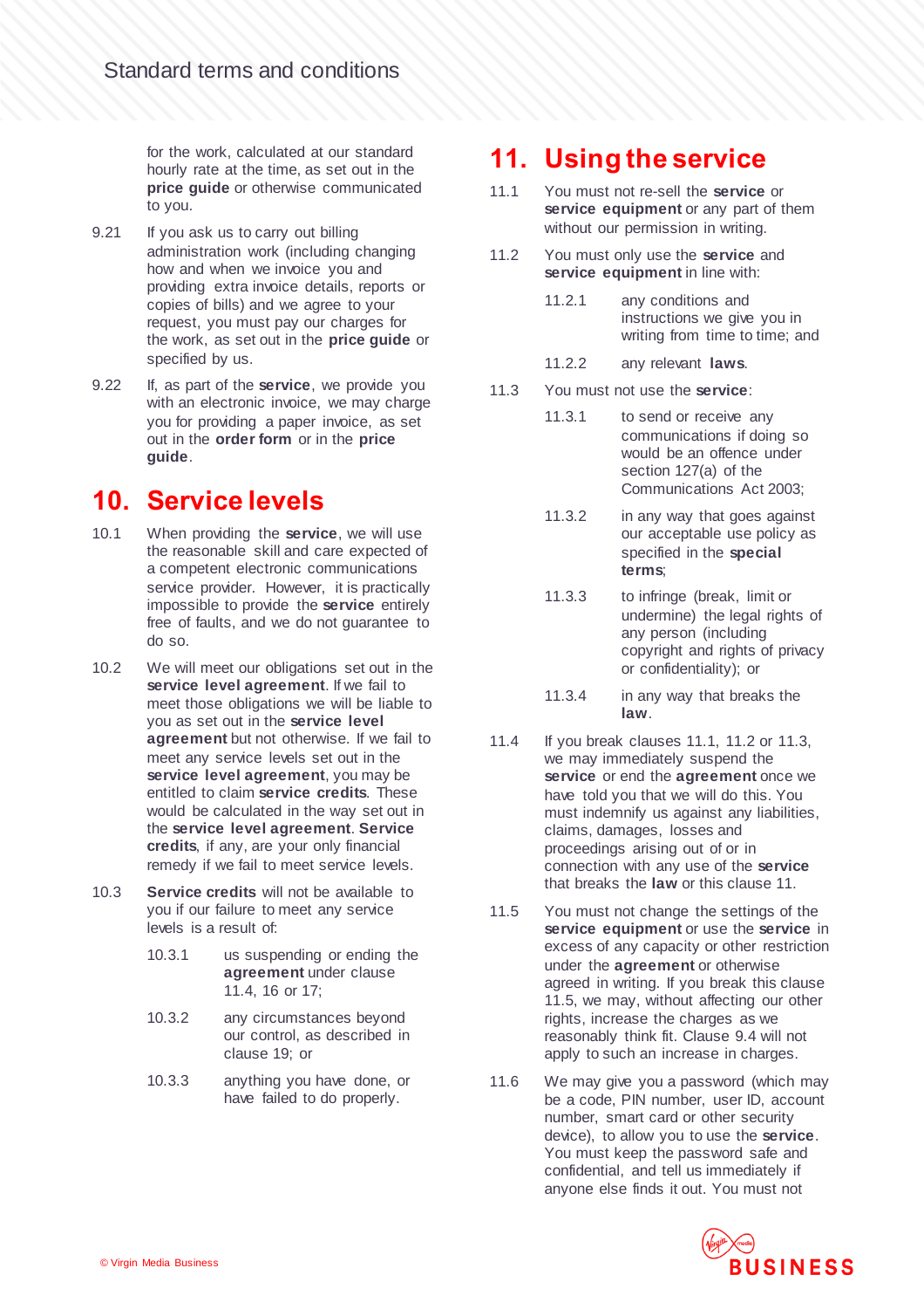for the work, calculated at our standard hourly rate at the time, as set out in the **price guide** or otherwise communicated to you.

9.21 If you ask us to carry out billing administration work (including changing how and when we invoice you and providing extra invoice details, reports or copies of bills) and we agree to your request, you must pay our charges for the work, as set out in the **price guide** or specified by us.

9.22 If, as part of the **service**, we provide you with an electronic invoice, we may charge you for providing a paper invoice, as set out in the **order form** or in the **price guide**.

# 10. Service levels

10.1 When providing the **service**, we will use the reasonable skill and care expected of a competent electronic communications service provider. However, it is practically impossible to provide the **service** entirely free of faults, and we do not guarantee to do so.

10.2 We will meet our obligations set out in the **service level agreement**. If we fail to meet those obligations we will be liable to you as set out in the **service level agreement** but not otherwise. If we fail to meet any service levels set out in the **service level agreement**, you may be entitled to claim **service credits**. These would be calculated in the way set out in the **service level agreement**. **Service credits**, if any, are your only financial remedy if we fail to meet service levels.

10.3 **Service credits** will not be available to you if our failure to meet any service levels is a result of:

10.3.1 us suspending or ending the **agreement** under clause 11.4, 16 or 17;

10.3.2 any circumstances beyond our control, as described in clause 19; or

10.3.3 anything you have done, or have failed to do properly.

# 11. Using the service

11.1 You must not re-sell the **service** or **service equipment** or any part of them without our permission in writing.

11.2 You must only use the **service** and **service equipment** in line with:

11.2.1 any conditions and instructions we give you in writing from time to time; and

11.2.2 any relevant **laws**.

11.3 You must not use the **service**:

11.3.1 to send or receive any communications if doing so would be an offence under section 127(a) of the Communications Act 2003;

11.3.2 in any way that goes against our acceptable use policy as specified in the **special terms**;

11.3.3 to infringe (break, limit or undermine) the legal rights of any person (including copyright and rights of privacy or confidentiality); or

11.3.4 in any way that breaks the **law**.

11.4 If you break clauses 11.1, 11.2 or 11.3, we may immediately suspend the **service** or end the **agreement** once we have told you that we will do this. You must indemnify us against any liabilities, claims, damages, losses and proceedings arising out of or in connection with any use of the **service** that breaks the **law** or this clause 11.

11.5 You must not change the settings of the **service equipment** or use the **service** in excess of any capacity or other restriction under the **agreement** or otherwise agreed in writing. If you break this clause 11.5, we may, without affecting our other rights, increase the charges as we reasonably think fit. Clause 9.4 will not apply to such an increase in charges.

11.6 We may give you a password (which may be a code, PIN number, user ID, account number, smart card or other security device), to allow you to use the **service**. You must keep the password safe and confidential, and tell us immediately if anyone else finds it out. You must not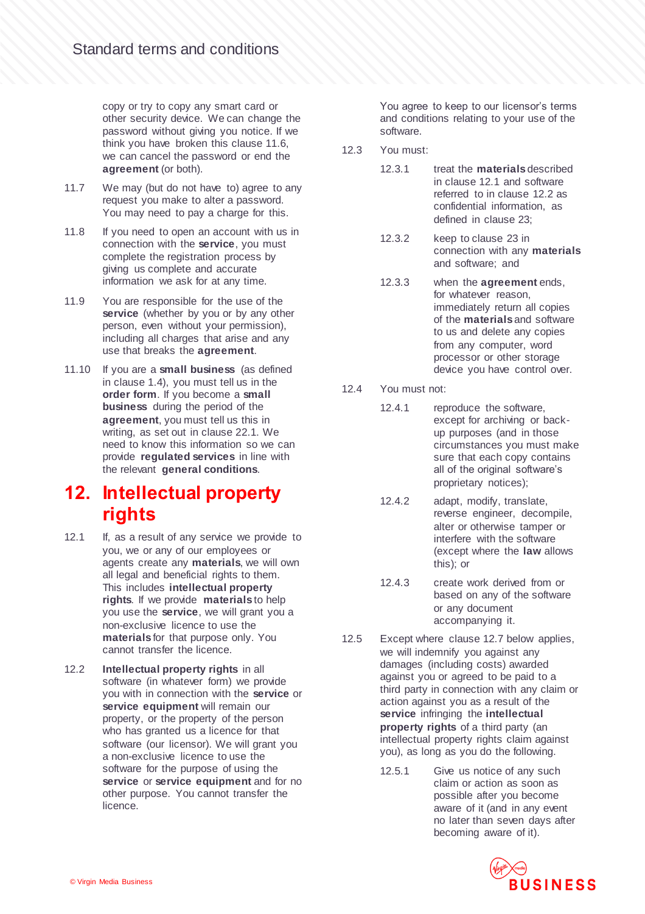copy or try to copy any smart card or other security device. We can change the password without giving you notice. If we think you have broken this clause 11.6, we can cancel the password or end the **agreement** (or both).

11.7 We may (but do not have to) agree to any request you make to alter a password. You may need to pay a charge for this.

11.8 If you need to open an account with us in connection with the **service**, you must complete the registration process by giving us complete and accurate information we ask for at any time.

11.9 You are responsible for the use of the **service** (whether by you or by any other person, even without your permission), including all charges that arise and any use that breaks the **agreement**.

11.10 If you are a **small business** (as defined in clause 1.4), you must tell us in the **order form**. If you become a **small business** during the period of the **agreement**, you must tell us this in writing, as set out in clause 22.1. We need to know this information so we can provide **regulated services** in line with the relevant **general conditions**.

## 12. Intellectual property rights

12.1 If, as a result of any service we provide to you, we or any of our employees or agents create any **materials**, we will own all legal and beneficial rights to them. This includes **intellectual property rights**. If we provide **materials** to help you use the **service**, we will grant you a non-exclusive licence to use the **materials** for that purpose only. You cannot transfer the licence.

12.2 **Intellectual property rights** in all software (in whatever form) we provide you with in connection with the **service** or **service equipment** will remain our property, or the property of the person who has granted us a licence for that software (our licensor). We will grant you a non-exclusive licence to use the software for the purpose of using the **service** or **service equipment** and for no other purpose. You cannot transfer the licence.

You agree to keep to our licensor's terms and conditions relating to your use of the software.

12.3 You must:

12.3.1 treat the **materials** described in clause 12.1 and software referred to in clause 12.2 as confidential information, as defined in clause 23;

12.3.2 keep to clause 23 in connection with any **materials** and software; and

12.3.3 when the **agreement** ends, for whatever reason, immediately return all copies of the **materials** and software to us and delete any copies from any computer, word processor or other storage device you have control over.

12.4 You must not:

12.4.1 reproduce the software, except for archiving or back-up purposes (and in those circumstances you must make sure that each copy contains all of the original software's proprietary notices);

12.4.2 adapt, modify, translate, reverse engineer, decompile, alter or otherwise tamper or interfere with the software (except where the **law** allows this); or

12.4.3 create work derived from or based on any of the software or any document accompanying it.

12.5 Except where clause 12.7 below applies, we will indemnify you against any damages (including costs) awarded against you or agreed to be paid to a third party in connection with any claim or action against you as a result of the **service** infringing the **intellectual property rights** of a third party (an intellectual property rights claim against you), as long as you do the following.

12.5.1 Give us notice of any such claim or action as soon as possible after you become aware of it (and in any event no later than seven days after becoming aware of it).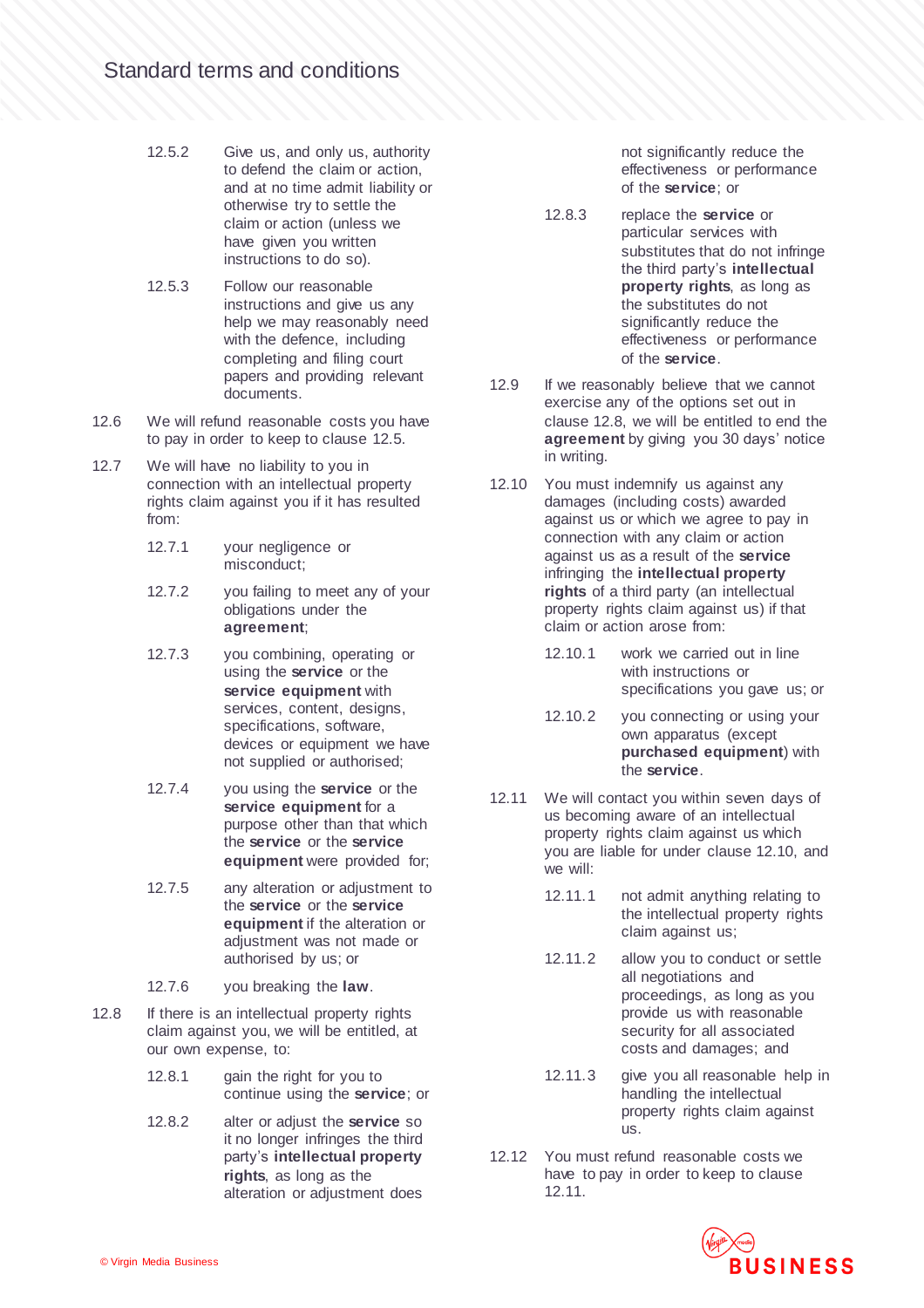12.5.2 Give us, and only us, authority to defend the claim or action, and at no time admit liability or otherwise try to settle the claim or action (unless we have given you written instructions to do so).

12.5.3 Follow our reasonable instructions and give us any help we may reasonably need with the defence, including completing and filing court papers and providing relevant documents.

12.6 We will refund reasonable costs you have to pay in order to keep to clause 12.5.

12.7 We will have no liability to you in connection with an intellectual property rights claim against you if it has resulted from:

12.7.1 your negligence or misconduct;

12.7.2 you failing to meet any of your obligations under the **agreement**;

12.7.3 you combining, operating or using the **service** or the **service equipment** with services, content, designs, specifications, software, devices or equipment we have not supplied or authorised;

12.7.4 you using the **service** or the **service equipment** for a purpose other than that which the **service** or the **service equipment** were provided for;

12.7.5 any alteration or adjustment to the **service** or the **service equipment** if the alteration or adjustment was not made or authorised by us; or

12.7.6 you breaking the **law**.

12.8 If there is an intellectual property rights claim against you, we will be entitled, at our own expense, to:

12.8.1 gain the right for you to continue using the **service**; or

12.8.2 alter or adjust the **service** so it no longer infringes the third party's **intellectual property rights**, as long as the alteration or adjustment does not significantly reduce the effectiveness or performance of the **service**; or

12.8.3 replace the **service** or particular services with substitutes that do not infringe the third party's **intellectual property rights**, as long as the substitutes do not significantly reduce the effectiveness or performance of the **service**.

12.9 If we reasonably believe that we cannot exercise any of the options set out in clause 12.8, we will be entitled to end the **agreement** by giving you 30 days' notice in writing.

12.10 You must indemnify us against any damages (including costs) awarded against us or which we agree to pay in connection with any claim or action against us as a result of the **service** infringing the **intellectual property rights** of a third party (an intellectual property rights claim against us) if that claim or action arose from:

12.10.1 work we carried out in line with instructions or specifications you gave us; or

12.10.2 you connecting or using your own apparatus (except **purchased equipment**) with the **service**.

12.11 We will contact you within seven days of us becoming aware of an intellectual property rights claim against us which you are liable for under clause 12.10, and we will:

12.11.1 not admit anything relating to the intellectual property rights claim against us;

12.11.2 allow you to conduct or settle all negotiations and proceedings, as long as you provide us with reasonable security for all associated costs and damages; and

12.11.3 give you all reasonable help in handling the intellectual property rights claim against us.

12.12 You must refund reasonable costs we have to pay in order to keep to clause 12.11.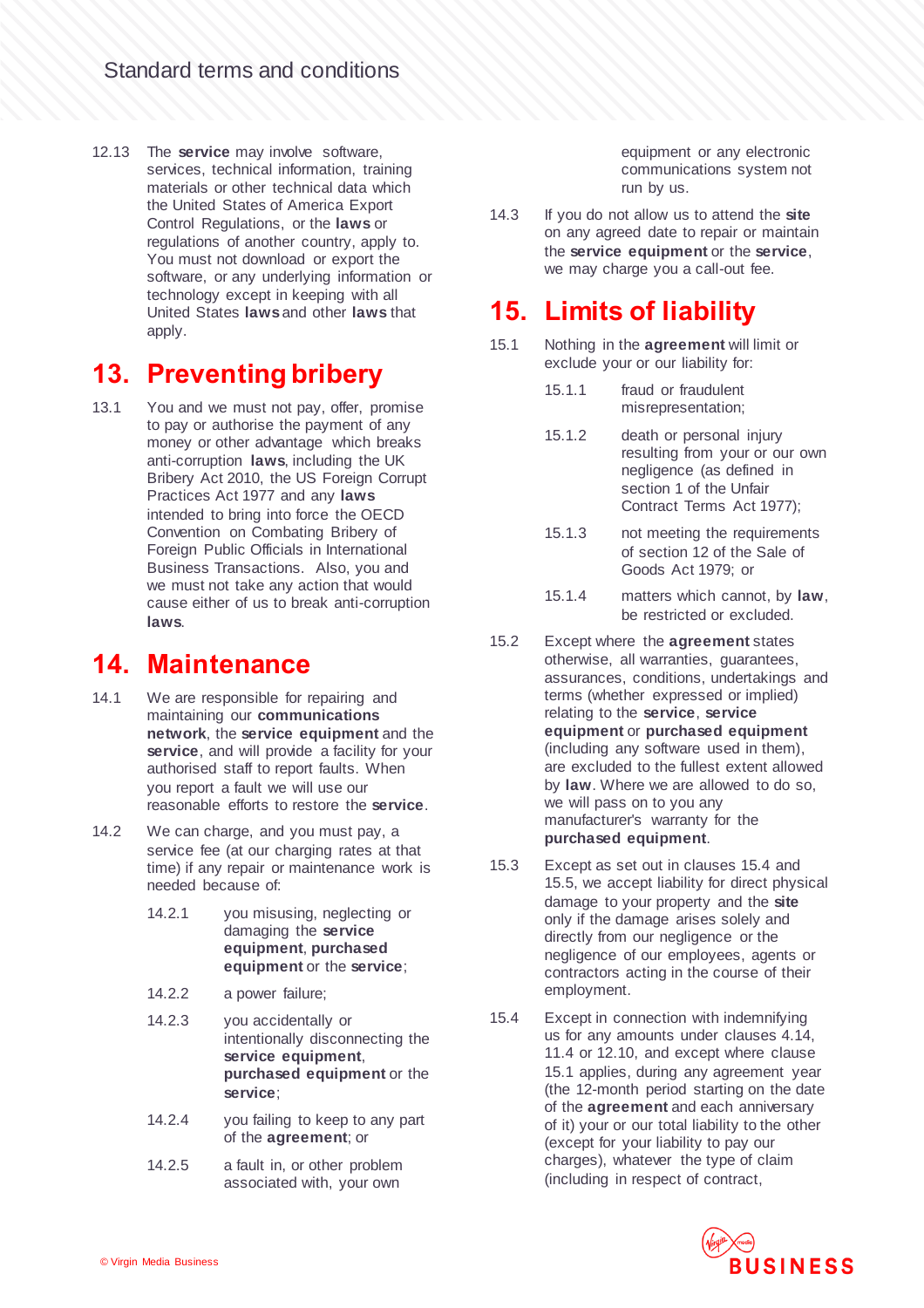12.13 The **service** may involve software, services, technical information, training materials or other technical data which the United States of America Export Control Regulations, or the **laws** or regulations of another country, apply to. You must not download or export the software, or any underlying information or technology except in keeping with all United States **laws** and other **laws** that apply.

## 13. Preventing bribery

13.1 You and we must not pay, offer, promise to pay or authorise the payment of any money or other advantage which breaks anti-corruption **laws**, including the UK Bribery Act 2010, the US Foreign Corrupt Practices Act 1977 and any **laws** intended to bring into force the OECD Convention on Combating Bribery of Foreign Public Officials in International Business Transactions. Also, you and we must not take any action that would cause either of us to break anti-corruption **laws**.

## 14. Maintenance

14.1 We are responsible for repairing and maintaining our **communications network**, the **service equipment** and the **service**, and will provide a facility for your authorised staff to report faults. When you report a fault we will use our reasonable efforts to restore the **service**.

14.2 We can charge, and you must pay, a service fee (at our charging rates at that time) if any repair or maintenance work is needed because of:

14.2.1 you misusing, neglecting or damaging the **service equipment**, **purchased equipment** or the **service**;

14.2.2 a power failure;

14.2.3 you accidentally or intentionally disconnecting the **service equipment**, **purchased equipment** or the **service**;

14.2.4 you failing to keep to any part of the **agreement**; or

14.2.5 a fault in, or other problem associated with, your own equipment or any electronic communications system not run by us.

14.3 If you do not allow us to attend the **site** on any agreed date to repair or maintain the **service equipment** or the **service**, we may charge you a call-out fee.

## 15. Limits of liability

15.1 Nothing in the **agreement** will limit or exclude your or our liability for:

15.1.1 fraud or fraudulent misrepresentation;

15.1.2 death or personal injury resulting from your or our own negligence (as defined in section 1 of the Unfair Contract Terms Act 1977);

15.1.3 not meeting the requirements of section 12 of the Sale of Goods Act 1979; or

15.1.4 matters which cannot, by **law**, be restricted or excluded.

15.2 Except where the **agreement** states otherwise, all warranties, guarantees, assurances, conditions, undertakings and terms (whether expressed or implied) relating to the **service**, **service equipment** or **purchased equipment** (including any software used in them), are excluded to the fullest extent allowed by **law**. Where we are allowed to do so, we will pass on to you any manufacturer's warranty for the **purchased equipment**.

15.3 Except as set out in clauses 15.4 and 15.5, we accept liability for direct physical damage to your property and the **site** only if the damage arises solely and directly from our negligence or the negligence of our employees, agents or contractors acting in the course of their employment.

15.4 Except in connection with indemnifying us for any amounts under clauses 4.14, 11.4 or 12.10, and except where clause 15.1 applies, during any agreement year (the 12-month period starting on the date of the **agreement** and each anniversary of it) your or our total liability to the other (except for your liability to pay our charges), whatever the type of claim (including in respect of contract,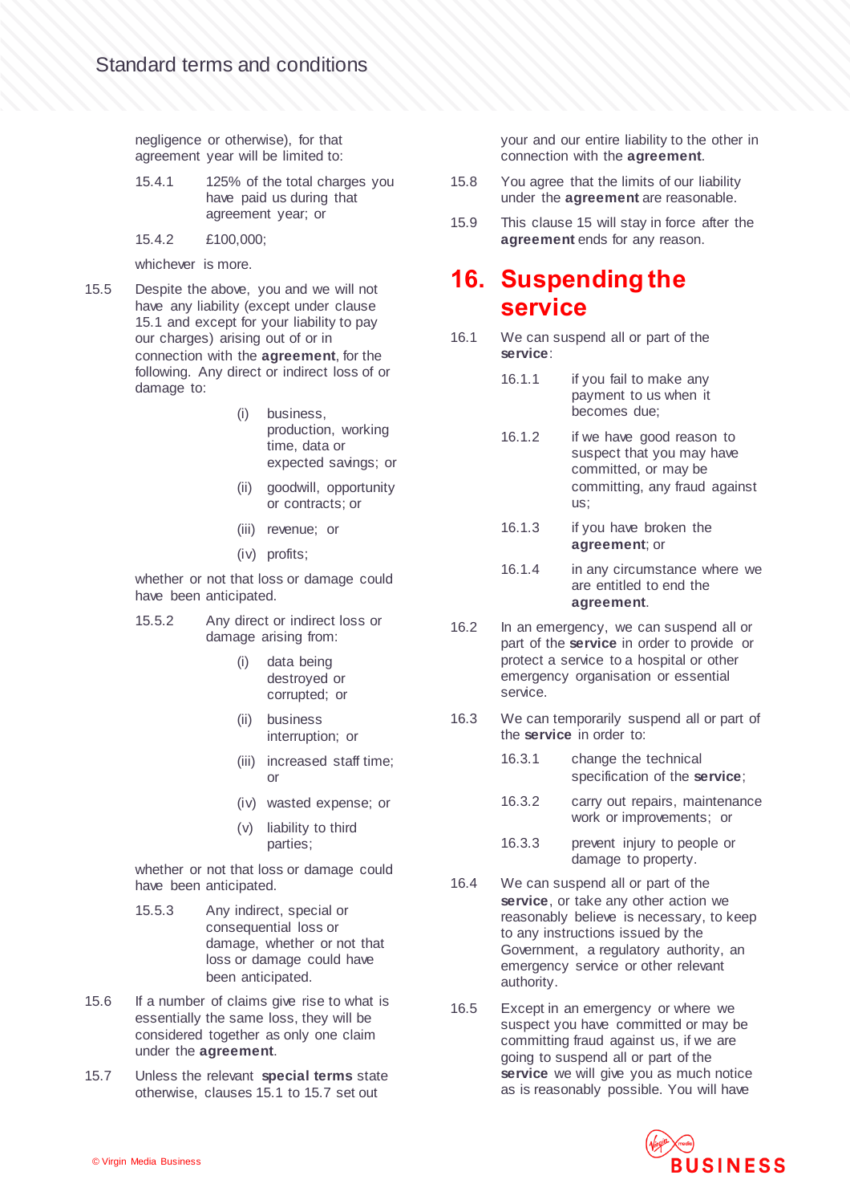negligence or otherwise), for that agreement year will be limited to:

15.4.1 125% of the total charges you have paid us during that agreement year; or

15.4.2 £100,000;

whichever is more.

15.5 Despite the above, you and we will not have any liability (except under clause 15.1 and except for your liability to pay our charges) arising out of or in connection with the **agreement**, for the following. Any direct or indirect loss of or damage to:

(i) business, production, working time, data or expected savings; or

(ii) goodwill, opportunity or contracts; or

(iii) revenue; or

(iv) profits;

whether or not that loss or damage could have been anticipated.

15.5.2 Any direct or indirect loss or damage arising from:

(i) data being destroyed or corrupted; or

(ii) business interruption; or

(iii) increased staff time; or

(iv) wasted expense; or

(v) liability to third parties;

whether or not that loss or damage could have been anticipated.

15.5.3 Any indirect, special or consequential loss or damage, whether or not that loss or damage could have been anticipated.

15.6 If a number of claims give rise to what is essentially the same loss, they will be considered together as only one claim under the **agreement**.

15.7 Unless the relevant **special terms** state otherwise, clauses 15.1 to 15.7 set out your and our entire liability to the other in connection with the **agreement**.

15.8 You agree that the limits of our liability under the **agreement** are reasonable.

15.9 This clause 15 will stay in force after the **agreement** ends for any reason.

# 16. Suspending the service

16.1 We can suspend all or part of the **service**:

16.1.1 if you fail to make any payment to us when it becomes due;

16.1.2 if we have good reason to suspect that you may have committed, or may be committing, any fraud against us;

16.1.3 if you have broken the **agreement**; or

16.1.4 in any circumstance where we are entitled to end the **agreement**.

16.2 In an emergency, we can suspend all or part of the **service** in order to provide or protect a service to a hospital or other emergency organisation or essential service.

16.3 We can temporarily suspend all or part of the **service** in order to:

16.3.1 change the technical specification of the **service**;

16.3.2 carry out repairs, maintenance work or improvements; or

16.3.3 prevent injury to people or damage to property.

16.4 We can suspend all or part of the **service**, or take any other action we reasonably believe is necessary, to keep to any instructions issued by the Government, a regulatory authority, an emergency service or other relevant authority.

16.5 Except in an emergency or where we suspect you have committed or may be committing fraud against us, if we are going to suspend all or part of the **service** we will give you as much notice as is reasonably possible. You will have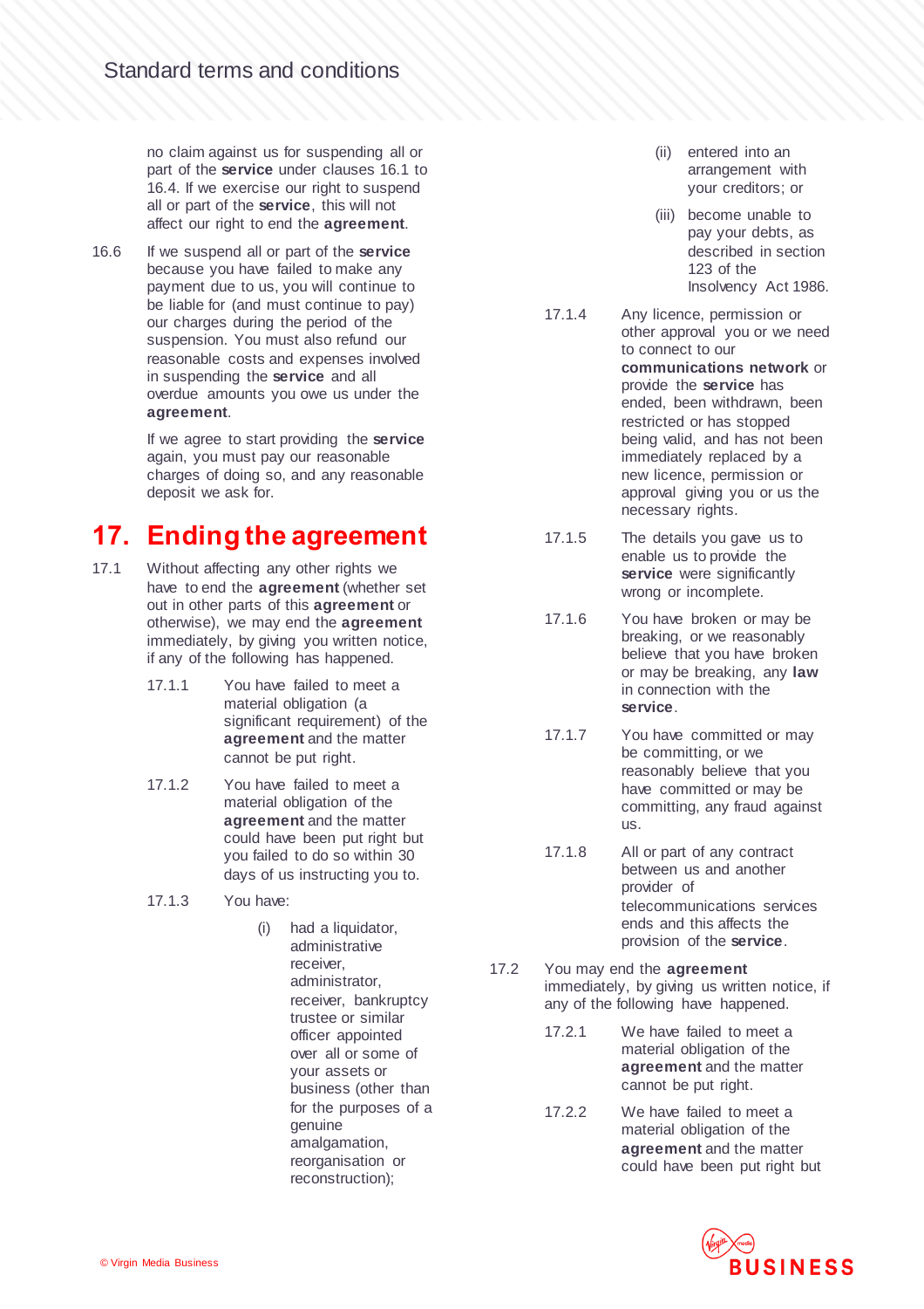no claim against us for suspending all or part of the **service** under clauses 16.1 to 16.4. If we exercise our right to suspend all or part of the **service**, this will not affect our right to end the **agreement**.

16.6 If we suspend all or part of the **service** because you have failed to make any payment due to us, you will continue to be liable for (and must continue to pay) our charges during the period of the suspension. You must also refund our reasonable costs and expenses involved in suspending the **service** and all overdue amounts you owe us under the **agreement**.

If we agree to start providing the **service** again, you must pay our reasonable charges of doing so, and any reasonable deposit we ask for.

# 17. Ending the agreement

17.1 Without affecting any other rights we have to end the **agreement** (whether set out in other parts of this **agreement** or otherwise), we may end the **agreement** immediately, by giving you written notice, if any of the following has happened.

17.1.1 You have failed to meet a material obligation (a significant requirement) of the **agreement** and the matter cannot be put right.

17.1.2 You have failed to meet a material obligation of the **agreement** and the matter could have been put right but you failed to do so within 30 days of us instructing you to.

17.1.3 You have:

(i) had a liquidator, administrative receiver, administrator, receiver, bankruptcy trustee or similar officer appointed over all or some of your assets or business (other than for the purposes of a genuine amalgamation, reorganisation or reconstruction);

(ii) entered into an arrangement with your creditors; or

(iii) become unable to pay your debts, as described in section 123 of the Insolvency Act 1986.

17.1.4 Any licence, permission or other approval you or we need to connect to our **communications network** or provide the **service** has ended, been withdrawn, been restricted or has stopped being valid, and has not been immediately replaced by a new licence, permission or approval giving you or us the necessary rights.

17.1.5 The details you gave us to enable us to provide the **service** were significantly wrong or incomplete.

17.1.6 You have broken or may be breaking, or we reasonably believe that you have broken or may be breaking, any **law** in connection with the **service**.

17.1.7 You have committed or may be committing, or we reasonably believe that you have committed or may be committing, any fraud against us.

17.1.8 All or part of any contract between us and another provider of telecommunications services ends and this affects the provision of the **service**.

17.2 You may end the **agreement** immediately, by giving us written notice, if any of the following have happened.

17.2.1 We have failed to meet a material obligation of the **agreement** and the matter cannot be put right.

17.2.2 We have failed to meet a material obligation of the **agreement** and the matter could have been put right but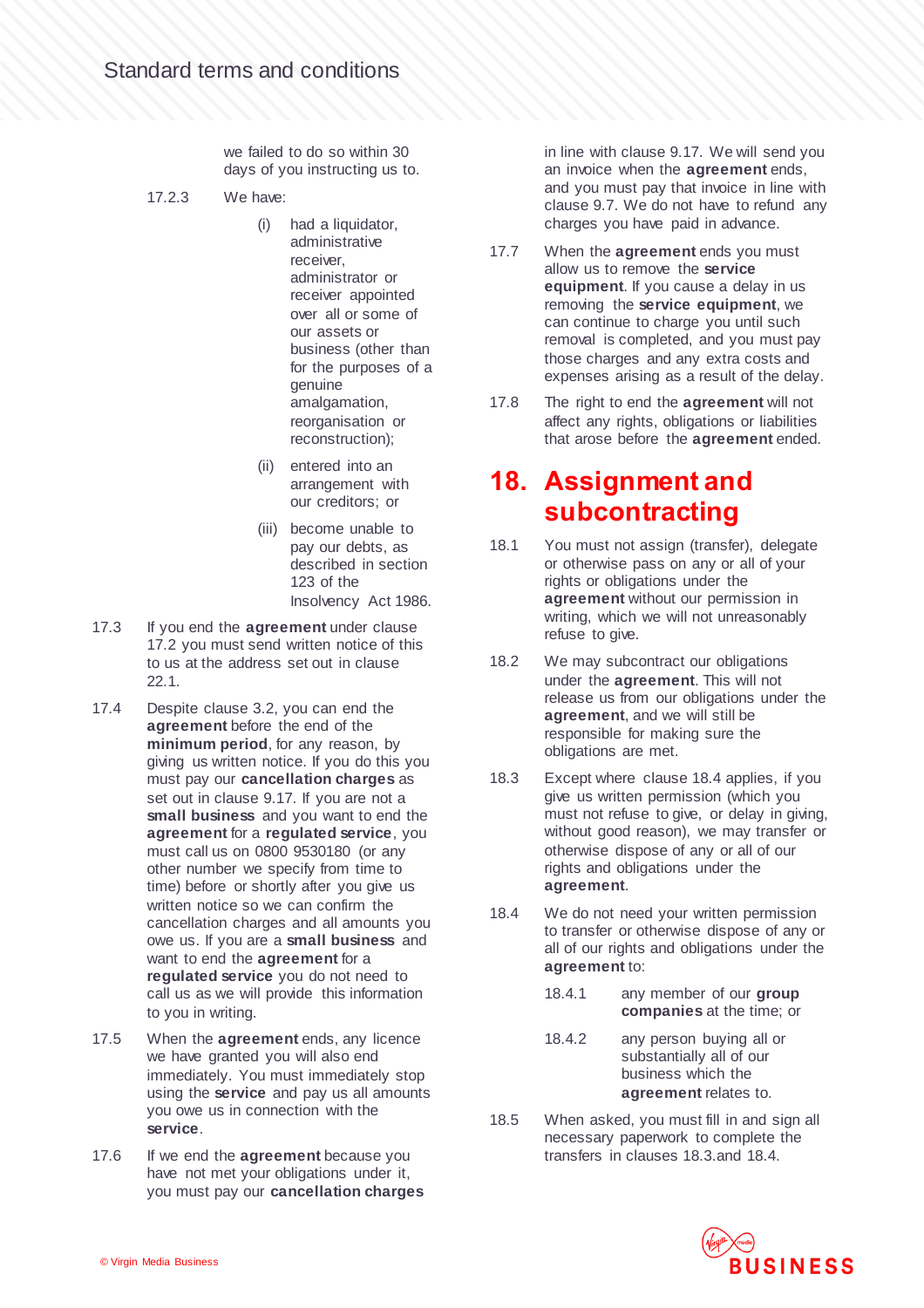we failed to do so within 30 days of you instructing us to.

17.2.3 We have:

(i) had a liquidator, administrative receiver, administrator or receiver appointed over all or some of our assets or business (other than for the purposes of a genuine amalgamation, reorganisation or reconstruction);

(ii) entered into an arrangement with our creditors; or

(iii) become unable to pay our debts, as described in section 123 of the Insolvency Act 1986.

17.3 If you end the **agreement** under clause 17.2 you must send written notice of this to us at the address set out in clause 22.1.

17.4 Despite clause 3.2, you can end the **agreement** before the end of the **minimum period**, for any reason, by giving us written notice. If you do this you must pay our **cancellation charges** as set out in clause 9.17. If you are not a **small business** and you want to end the **agreement** for a **regulated service**, you must call us on 0800 9530180 (or any other number we specify from time to time) before or shortly after you give us written notice so we can confirm the cancellation charges and all amounts you owe us. If you are a **small business** and want to end the **agreement** for a **regulated service** you do not need to call us as we will provide this information to you in writing.

17.5 When the **agreement** ends, any licence we have granted you will also end immediately. You must immediately stop using the **service** and pay us all amounts you owe us in connection with the **service**.

17.6 If we end the **agreement** because you have not met your obligations under it, you must pay our **cancellation charges** in line with clause 9.17. We will send you an invoice when the **agreement** ends, and you must pay that invoice in line with clause 9.7. We do not have to refund any charges you have paid in advance.

17.7 When the **agreement** ends you must allow us to remove the **service equipment**. If you cause a delay in us removing the **service equipment**, we can continue to charge you until such removal is completed, and you must pay those charges and any extra costs and expenses arising as a result of the delay.

17.8 The right to end the **agreement** will not affect any rights, obligations or liabilities that arose before the **agreement** ended.

# 18. Assignment and subcontracting

18.1 You must not assign (transfer), delegate or otherwise pass on any or all of your rights or obligations under the **agreement** without our permission in writing, which we will not unreasonably refuse to give.

18.2 We may subcontract our obligations under the **agreement**. This will not release us from our obligations under the **agreement**, and we will still be responsible for making sure the obligations are met.

18.3 Except where clause 18.4 applies, if you give us written permission (which you must not refuse to give, or delay in giving, without good reason), we may transfer or otherwise dispose of any or all of our rights and obligations under the **agreement**.

18.4 We do not need your written permission to transfer or otherwise dispose of any or all of our rights and obligations under the **agreement** to:

18.4.1 any member of our **group companies** at the time; or

18.4.2 any person buying all or substantially all of our business which the **agreement** relates to.

18.5 When asked, you must fill in and sign all necessary paperwork to complete the transfers in clauses 18.3.and 18.4.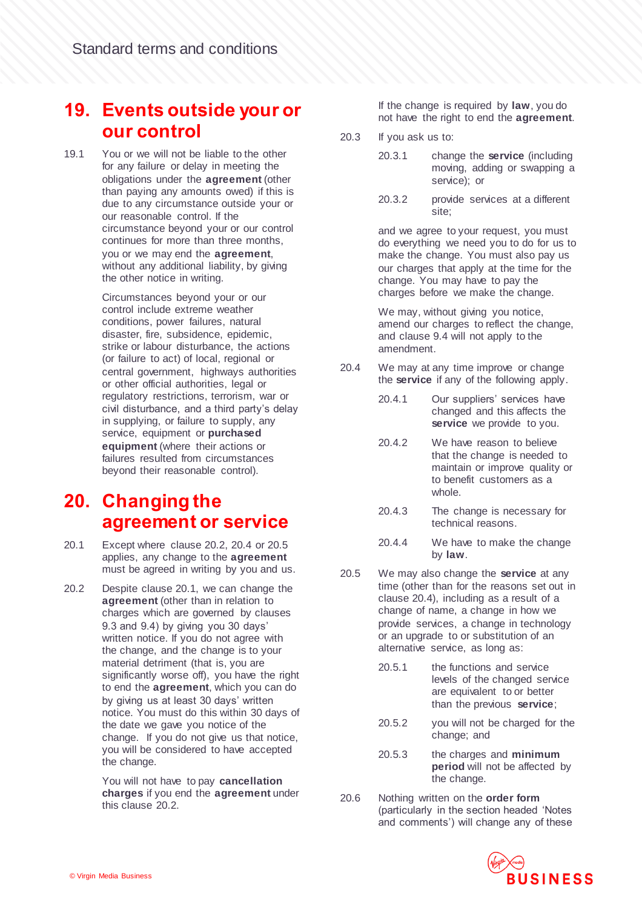## 19. Events outside your or our control

19.1 You or we will not be liable to the other for any failure or delay in meeting the obligations under the **agreement** (other than paying any amounts owed) if this is due to any circumstance outside your or our reasonable control. If the circumstance beyond your or our control continues for more than three months, you or we may end the **agreement**, without any additional liability, by giving the other notice in writing.

Circumstances beyond your or our control include extreme weather conditions, power failures, natural disaster, fire, subsidence, epidemic, strike or labour disturbance, the actions (or failure to act) of local, regional or central government, highways authorities or other official authorities, legal or regulatory restrictions, terrorism, war or civil disturbance, and a third party's delay in supplying, or failure to supply, any service, equipment or **purchased equipment** (where their actions or failures resulted from circumstances beyond their reasonable control).

## 20. Changing the agreement or service

20.1 Except where clause 20.2, 20.4 or 20.5 applies, any change to the **agreement** must be agreed in writing by you and us.

20.2 Despite clause 20.1, we can change the **agreement** (other than in relation to charges which are governed by clauses 9.3 and 9.4) by giving you 30 days' written notice. If you do not agree with the change, and the change is to your material detriment (that is, you are significantly worse off), you have the right to end the **agreement**, which you can do by giving us at least 30 days' written notice. You must do this within 30 days of the date we gave you notice of the change. If you do not give us that notice, you will be considered to have accepted the change.

You will not have to pay **cancellation charges** if you end the **agreement** under this clause 20.2.

If the change is required by **law**, you do not have the right to end the **agreement**.

20.3 If you ask us to:

20.3.1 change the **service** (including moving, adding or swapping a service); or

20.3.2 provide services at a different site;

and we agree to your request, you must do everything we need you to do for us to make the change. You must also pay us our charges that apply at the time for the change. You may have to pay the charges before we make the change.

We may, without giving you notice, amend our charges to reflect the change, and clause 9.4 will not apply to the amendment.

20.4 We may at any time improve or change the **service** if any of the following apply.

20.4.1 Our suppliers' services have changed and this affects the **service** we provide to you.

20.4.2 We have reason to believe that the change is needed to maintain or improve quality or to benefit customers as a whole.

20.4.3 The change is necessary for technical reasons.

20.4.4 We have to make the change by **law**.

20.5 We may also change the **service** at any time (other than for the reasons set out in clause 20.4), including as a result of a change of name, a change in how we provide services, a change in technology or an upgrade to or substitution of an alternative service, as long as:

20.5.1 the functions and service levels of the changed service are equivalent to or better than the previous **service**;

20.5.2 you will not be charged for the change; and

20.5.3 the charges and **minimum period** will not be affected by the change.

20.6 Nothing written on the **order form** (particularly in the section headed 'Notes and comments') will change any of these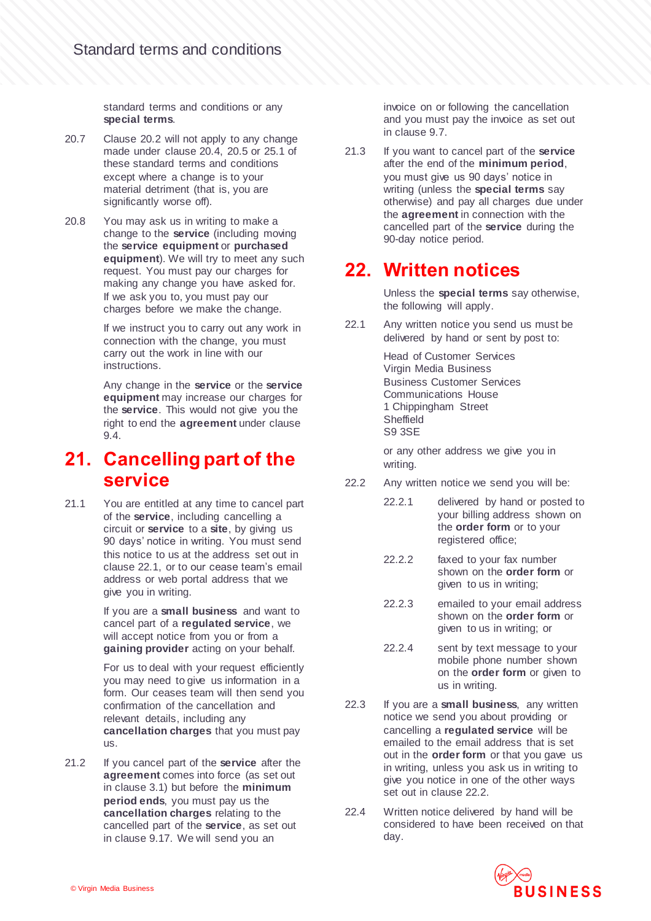standard terms and conditions or any **special terms**.

20.7 Clause 20.2 will not apply to any change made under clause 20.4, 20.5 or 25.1 of these standard terms and conditions except where a change is to your material detriment (that is, you are significantly worse off).

20.8 You may ask us in writing to make a change to the **service** (including moving the **service equipment** or **purchased equipment**). We will try to meet any such request. You must pay our charges for making any change you have asked for. If we ask you to, you must pay our charges before we make the change.

If we instruct you to carry out any work in connection with the change, you must carry out the work in line with our instructions.

Any change in the **service** or the **service equipment** may increase our charges for the **service**. This would not give you the right to end the **agreement** under clause 9.4.

# 21. Cancelling part of the service

21.1 You are entitled at any time to cancel part of the **service**, including cancelling a circuit or **service** to a **site**, by giving us 90 days' notice in writing. You must send this notice to us at the address set out in clause 22.1, or to our cease team's email address or web portal address that we give you in writing.

If you are a **small business** and want to cancel part of a **regulated service**, we will accept notice from you or from a **gaining provider** acting on your behalf.

For us to deal with your request efficiently you may need to give us information in a form. Our ceases team will then send you confirmation of the cancellation and relevant details, including any **cancellation charges** that you must pay us.

21.2 If you cancel part of the **service** after the **agreement** comes into force (as set out in clause 3.1) but before the **minimum period ends**, you must pay us the **cancellation charges** relating to the cancelled part of the **service**, as set out in clause 9.17. We will send you an invoice on or following the cancellation and you must pay the invoice as set out in clause 9.7.

21.3 If you want to cancel part of the **service** after the end of the **minimum period**, you must give us 90 days' notice in writing (unless the **special terms** say otherwise) and pay all charges due under the **agreement** in connection with the cancelled part of the **service** during the 90-day notice period.

# 22. Written notices

Unless the **special terms** say otherwise, the following will apply.

22.1 Any written notice you send us must be delivered by hand or sent by post to:

Head of Customer Services
Virgin Media Business
Business Customer Services
Communications House
1 Chippingham Street
Sheffield
S9 3SE

or any other address we give you in writing.

22.2 Any written notice we send you will be:

22.2.1 delivered by hand or posted to your billing address shown on the **order form** or to your registered office;

22.2.2 faxed to your fax number shown on the **order form** or given to us in writing;

22.2.3 emailed to your email address shown on the **order form** or given to us in writing; or

22.2.4 sent by text message to your mobile phone number shown on the **order form** or given to us in writing.

22.3 If you are a **small business**, any written notice we send you about providing or cancelling a **regulated service** will be emailed to the email address that is set out in the **order form** or that you gave us in writing, unless you ask us in writing to give you notice in one of the other ways set out in clause 22.2.

22.4 Written notice delivered by hand will be considered to have been received on that day.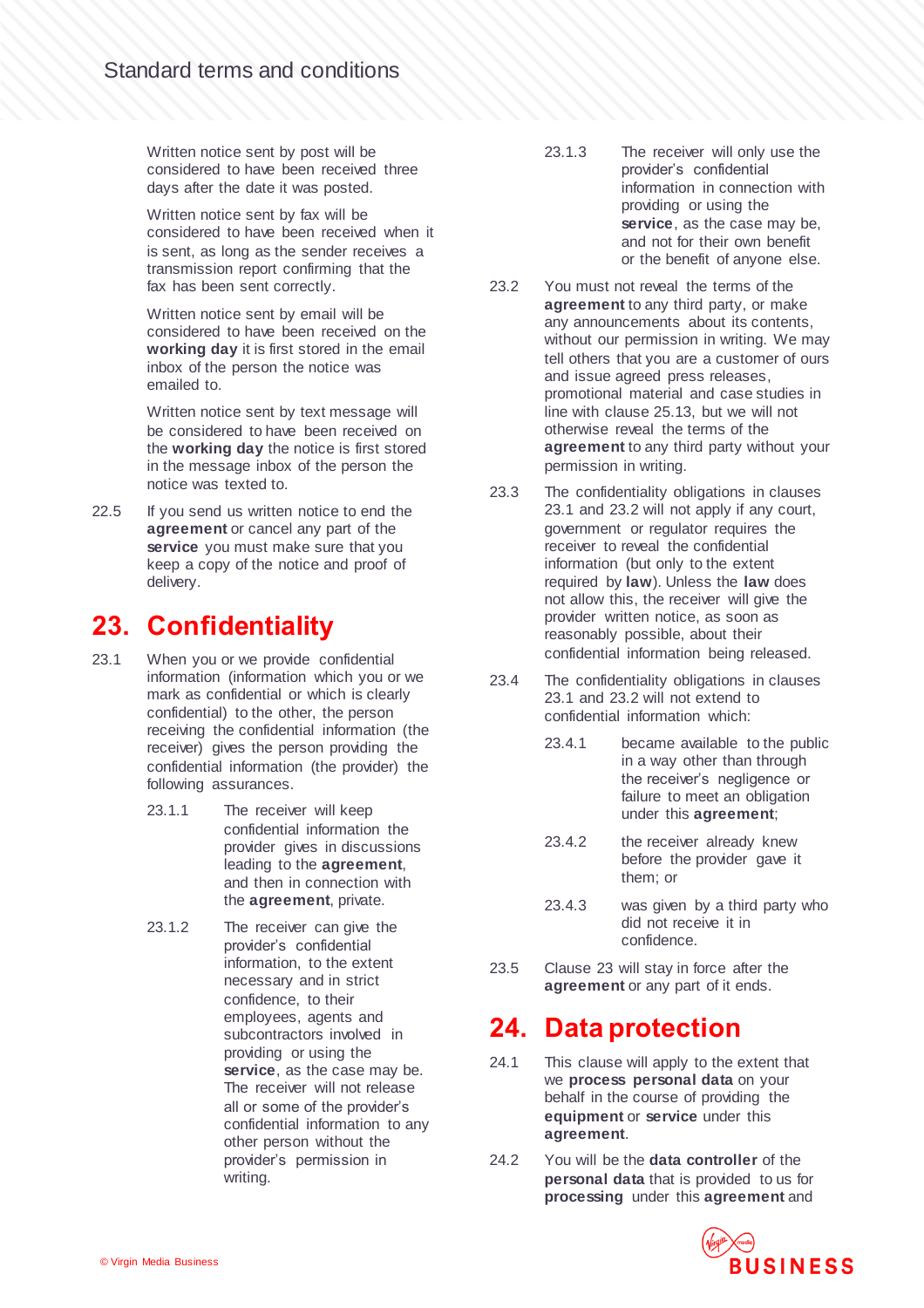Written notice sent by post will be considered to have been received three days after the date it was posted.

Written notice sent by fax will be considered to have been received when it is sent, as long as the sender receives a transmission report confirming that the fax has been sent correctly.

Written notice sent by email will be considered to have been received on the **working day** it is first stored in the email inbox of the person the notice was emailed to.

Written notice sent by text message will be considered to have been received on the **working day** the notice is first stored in the message inbox of the person the notice was texted to.

22.5 If you send us written notice to end the **agreement** or cancel any part of the **service** you must make sure that you keep a copy of the notice and proof of delivery.

# 23. Confidentiality

23.1 When you or we provide confidential information (information which you or we mark as confidential or which is clearly confidential) to the other, the person receiving the confidential information (the receiver) gives the person providing the confidential information (the provider) the following assurances.

23.1.1 The receiver will keep confidential information the provider gives in discussions leading to the **agreement**, and then in connection with the **agreement**, private.

23.1.2 The receiver can give the provider's confidential information, to the extent necessary and in strict confidence, to their employees, agents and subcontractors involved in providing or using the **service**, as the case may be. The receiver will not release all or some of the provider's confidential information to any other person without the provider's permission in writing.

23.1.3 The receiver will only use the provider's confidential information in connection with providing or using the **service**, as the case may be, and not for their own benefit or the benefit of anyone else.

23.2 You must not reveal the terms of the **agreement** to any third party, or make any announcements about its contents, without our permission in writing. We may tell others that you are a customer of ours and issue agreed press releases, promotional material and case studies in line with clause 25.13, but we will not otherwise reveal the terms of the **agreement** to any third party without your permission in writing.

23.3 The confidentiality obligations in clauses 23.1 and 23.2 will not apply if any court, government or regulator requires the receiver to reveal the confidential information (but only to the extent required by **law**). Unless the **law** does not allow this, the receiver will give the provider written notice, as soon as reasonably possible, about their confidential information being released.

23.4 The confidentiality obligations in clauses 23.1 and 23.2 will not extend to confidential information which:

23.4.1 became available to the public in a way other than through the receiver's negligence or failure to meet an obligation under this **agreement**;

23.4.2 the receiver already knew before the provider gave it them; or

23.4.3 was given by a third party who did not receive it in confidence.

23.5 Clause 23 will stay in force after the **agreement** or any part of it ends.

# 24. Data protection

24.1 This clause will apply to the extent that we **process personal data** on your behalf in the course of providing the **equipment** or **service** under this **agreement**.

24.2 You will be the **data controller** of the **personal data** that is provided to us for **processing** under this **agreement** and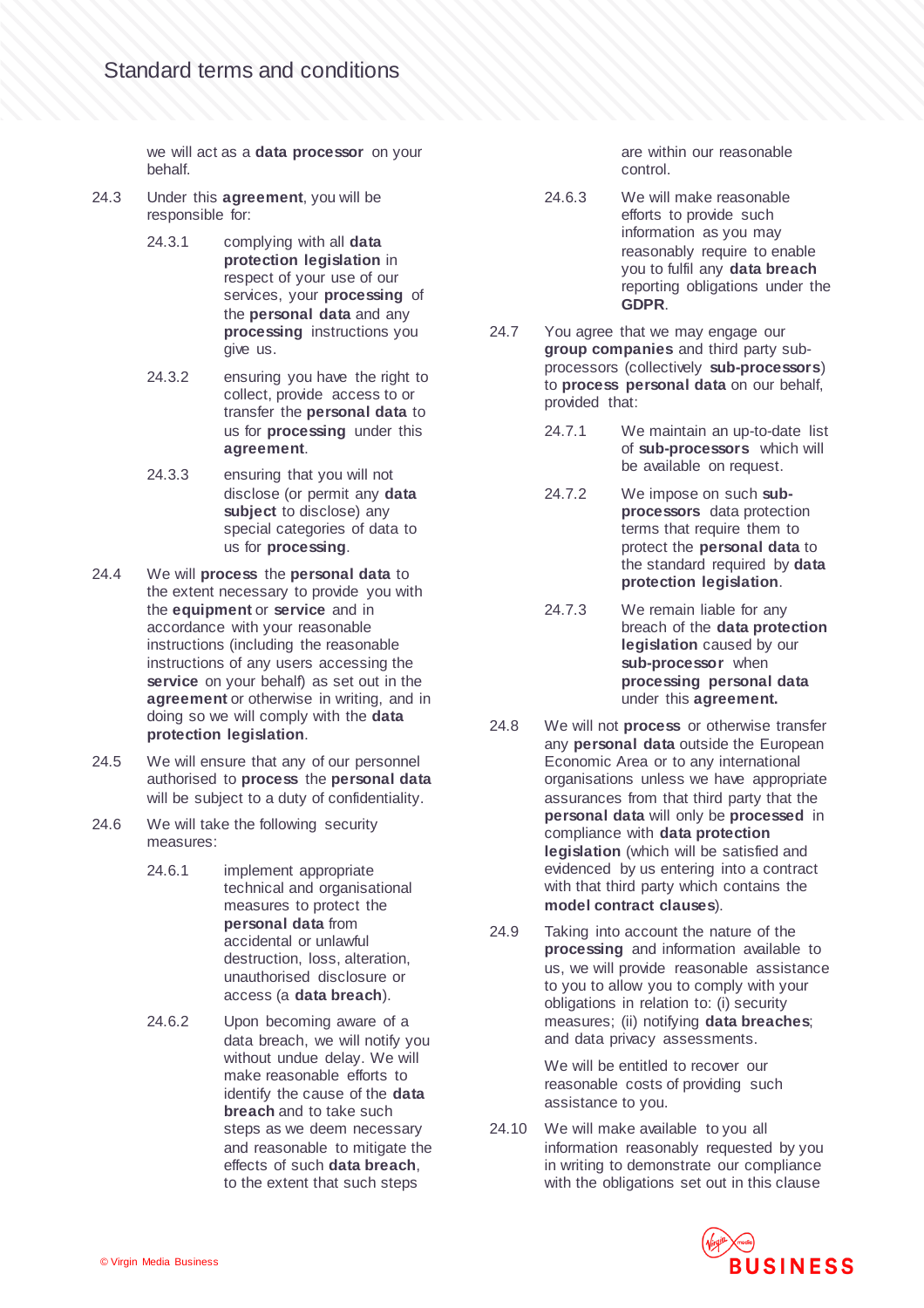we will act as a **data processor** on your behalf.

24.3 Under this **agreement**, you will be responsible for:

24.3.1 complying with all **data protection legislation** in respect of your use of our services, your **processing** of the **personal data** and any **processing** instructions you give us.

24.3.2 ensuring you have the right to collect, provide access to or transfer the **personal data** to us for **processing** under this **agreement**.

24.3.3 ensuring that you will not disclose (or permit any **data subject** to disclose) any special categories of data to us for **processing**.

24.4 We will **process** the **personal data** to the extent necessary to provide you with the **equipment** or **service** and in accordance with your reasonable instructions (including the reasonable instructions of any users accessing the **service** on your behalf) as set out in the **agreement** or otherwise in writing, and in doing so we will comply with the **data protection legislation**.

24.5 We will ensure that any of our personnel authorised to **process** the **personal data** will be subject to a duty of confidentiality.

24.6 We will take the following security measures:

24.6.1 implement appropriate technical and organisational measures to protect the **personal data** from accidental or unlawful destruction, loss, alteration, unauthorised disclosure or access (a **data breach**).

24.6.2 Upon becoming aware of a data breach, we will notify you without undue delay. We will make reasonable efforts to identify the cause of the **data breach** and to take such steps as we deem necessary and reasonable to mitigate the effects of such **data breach**, to the extent that such steps are within our reasonable control.

24.6.3 We will make reasonable efforts to provide such information as you may reasonably require to enable you to fulfil any **data breach** reporting obligations under the **GDPR**.

24.7 You agree that we may engage our **group companies** and third party sub-processors (collectively **sub-processors**) to **process personal data** on our behalf, provided that:

24.7.1 We maintain an up-to-date list of **sub-processors** which will be available on request.

24.7.2 We impose on such **sub-processors** data protection terms that require them to protect the **personal data** to the standard required by **data protection legislation**.

24.7.3 We remain liable for any breach of the **data protection legislation** caused by our **sub-processor** when **processing personal data** under this **agreement.**

24.8 We will not **process** or otherwise transfer any **personal data** outside the European Economic Area or to any international organisations unless we have appropriate assurances from that third party that the **personal data** will only be **processed** in compliance with **data protection legislation** (which will be satisfied and evidenced by us entering into a contract with that third party which contains the **model contract clauses**).

24.9 Taking into account the nature of the **processing** and information available to us, we will provide reasonable assistance to you to allow you to comply with your obligations in relation to: (i) security measures; (ii) notifying **data breaches**; and data privacy assessments.

We will be entitled to recover our reasonable costs of providing such assistance to you.

24.10 We will make available to you all information reasonably requested by you in writing to demonstrate our compliance with the obligations set out in this clause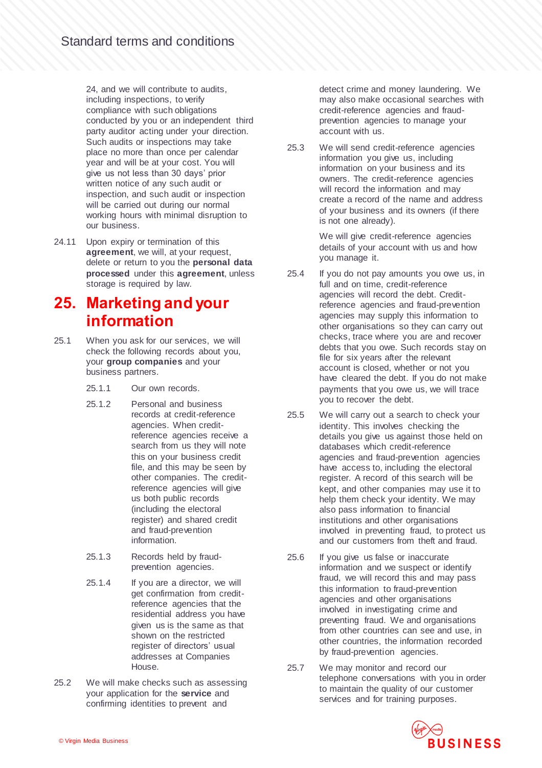24, and we will contribute to audits, including inspections, to verify compliance with such obligations conducted by you or an independent third party auditor acting under your direction. Such audits or inspections may take place no more than once per calendar year and will be at your cost. You will give us not less than 30 days' prior written notice of any such audit or inspection, and such audit or inspection will be carried out during our normal working hours with minimal disruption to our business.

24.11 Upon expiry or termination of this **agreement**, we will, at your request, delete or return to you the **personal data processed** under this **agreement**, unless storage is required by law.

# 25. Marketing and your information

25.1 When you ask for our services, we will check the following records about you, your **group companies** and your business partners.

25.1.1 Our own records.

25.1.2 Personal and business records at credit-reference agencies. When credit-reference agencies receive a search from us they will note this on your business credit file, and this may be seen by other companies. The credit-reference agencies will give us both public records (including the electoral register) and shared credit and fraud-prevention information.

25.1.3 Records held by fraud-prevention agencies.

25.1.4 If you are a director, we will get confirmation from credit-reference agencies that the residential address you have given us is the same as that shown on the restricted register of directors' usual addresses at Companies House.

25.2 We will make checks such as assessing your application for the **service** and confirming identities to prevent and detect crime and money laundering. We may also make occasional searches with credit-reference agencies and fraud-prevention agencies to manage your account with us.

25.3 We will send credit-reference agencies information you give us, including information on your business and its owners. The credit-reference agencies will record the information and may create a record of the name and address of your business and its owners (if there is not one already).

We will give credit-reference agencies details of your account with us and how you manage it.

25.4 If you do not pay amounts you owe us, in full and on time, credit-reference agencies will record the debt. Credit-reference agencies and fraud-prevention agencies may supply this information to other organisations so they can carry out checks, trace where you are and recover debts that you owe. Such records stay on file for six years after the relevant account is closed, whether or not you have cleared the debt. If you do not make payments that you owe us, we will trace you to recover the debt.

25.5 We will carry out a search to check your identity. This involves checking the details you give us against those held on databases which credit-reference agencies and fraud-prevention agencies have access to, including the electoral register. A record of this search will be kept, and other companies may use it to help them check your identity. We may also pass information to financial institutions and other organisations involved in preventing fraud, to protect us and our customers from theft and fraud.

25.6 If you give us false or inaccurate information and we suspect or identify fraud, we will record this and may pass this information to fraud-prevention agencies and other organisations involved in investigating crime and preventing fraud. We and organisations from other countries can see and use, in other countries, the information recorded by fraud-prevention agencies.

25.7 We may monitor and record our telephone conversations with you in order to maintain the quality of our customer services and for training purposes.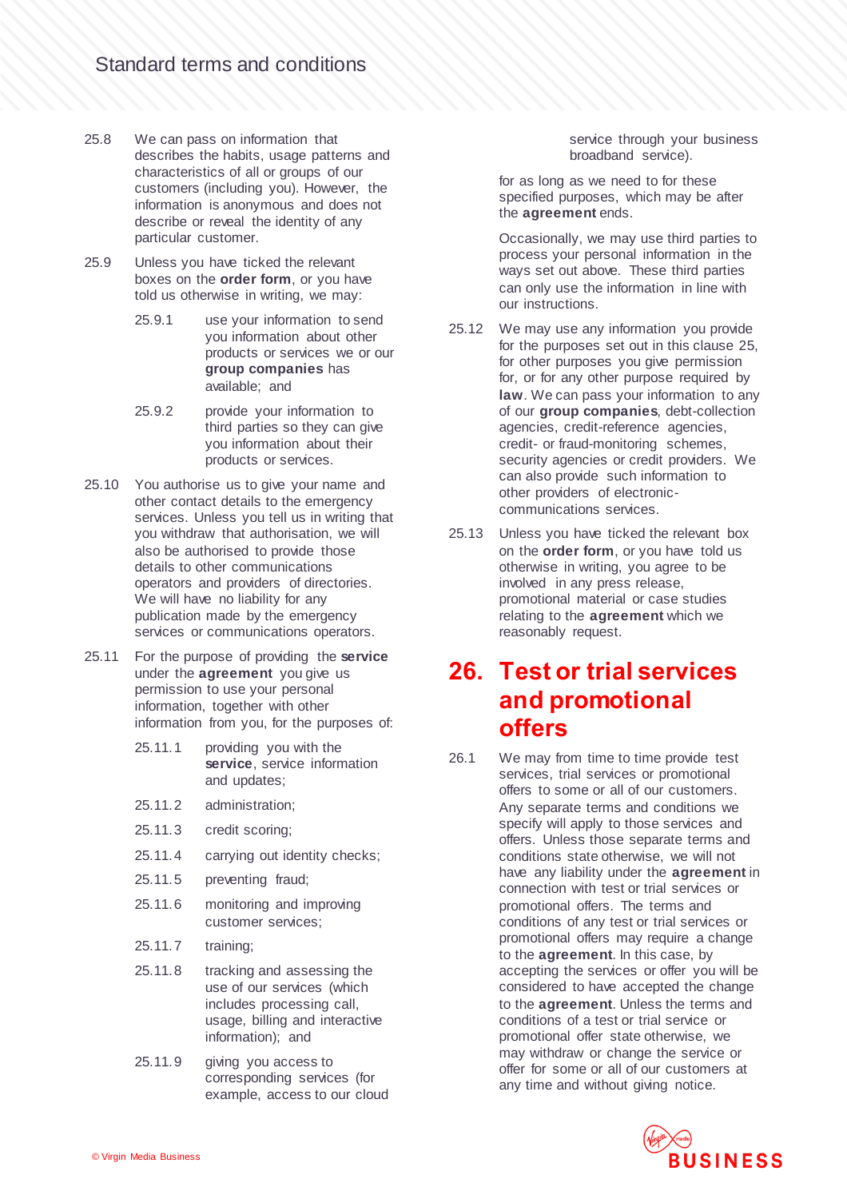25.8 We can pass on information that describes the habits, usage patterns and characteristics of all or groups of our customers (including you). However, the information is anonymous and does not describe or reveal the identity of any particular customer.

25.9 Unless you have ticked the relevant boxes on the **order form**, or you have told us otherwise in writing, we may:

25.9.1 use your information to send you information about other products or services we or our **group companies** has available; and

25.9.2 provide your information to third parties so they can give you information about their products or services.

25.10 You authorise us to give your name and other contact details to the emergency services. Unless you tell us in writing that you withdraw that authorisation, we will also be authorised to provide those details to other communications operators and providers of directories. We will have no liability for any publication made by the emergency services or communications operators.

25.11 For the purpose of providing the **service** under the **agreement** you give us permission to use your personal information, together with other information from you, for the purposes of:

25.11.1 providing you with the **service**, service information and updates;

25.11.2 administration;

25.11.3 credit scoring;

25.11.4 carrying out identity checks;

25.11.5 preventing fraud;

25.11.6 monitoring and improving customer services;

25.11.7 training;

25.11.8 tracking and assessing the use of our services (which includes processing call, usage, billing and interactive information); and

25.11.9 giving you access to corresponding services (for example, access to our cloud service through your business broadband service).

for as long as we need to for these specified purposes, which may be after the **agreement** ends.

Occasionally, we may use third parties to process your personal information in the ways set out above. These third parties can only use the information in line with our instructions.

25.12 We may use any information you provide for the purposes set out in this clause 25, for other purposes you give permission for, or for any other purpose required by **law**. We can pass your information to any of our **group companies**, debt-collection agencies, credit-reference agencies, credit- or fraud-monitoring schemes, security agencies or credit providers. We can also provide such information to other providers of electronic-communications services.

25.13 Unless you have ticked the relevant box on the **order form**, or you have told us otherwise in writing, you agree to be involved in any press release, promotional material or case studies relating to the **agreement** which we reasonably request.

# 26. Test or trial services and promotional offers

26.1 We may from time to time provide test services, trial services or promotional offers to some or all of our customers. Any separate terms and conditions we specify will apply to those services and offers. Unless those separate terms and conditions state otherwise, we will not have any liability under the **agreement** in connection with test or trial services or promotional offers. The terms and conditions of any test or trial services or promotional offers may require a change to the **agreement**. In this case, by accepting the services or offer you will be considered to have accepted the change to the **agreement**. Unless the terms and conditions of a test or trial service or promotional offer state otherwise, we may withdraw or change the service or offer for some or all of our customers at any time and without giving notice.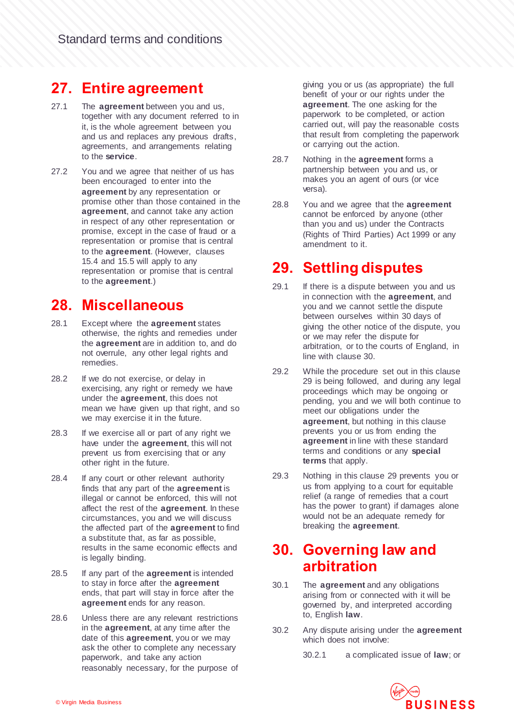## 27. Entire agreement

27.1 The **agreement** between you and us, together with any document referred to in it, is the whole agreement between you and us and replaces any previous drafts, agreements, and arrangements relating to the **service**.

27.2 You and we agree that neither of us has been encouraged to enter into the **agreement** by any representation or promise other than those contained in the **agreement**, and cannot take any action in respect of any other representation or promise, except in the case of fraud or a representation or promise that is central to the **agreement**. (However, clauses 15.4 and 15.5 will apply to any representation or promise that is central to the **agreement**.)

## 28. Miscellaneous

28.1 Except where the **agreement** states otherwise, the rights and remedies under the **agreement** are in addition to, and do not overrule, any other legal rights and remedies.

28.2 If we do not exercise, or delay in exercising, any right or remedy we have under the **agreement**, this does not mean we have given up that right, and so we may exercise it in the future.

28.3 If we exercise all or part of any right we have under the **agreement**, this will not prevent us from exercising that or any other right in the future.

28.4 If any court or other relevant authority finds that any part of the **agreement** is illegal or cannot be enforced, this will not affect the rest of the **agreement**. In these circumstances, you and we will discuss the affected part of the **agreement** to find a substitute that, as far as possible, results in the same economic effects and is legally binding.

28.5 If any part of the **agreement** is intended to stay in force after the **agreement** ends, that part will stay in force after the **agreement** ends for any reason.

28.6 Unless there are any relevant restrictions in the **agreement**, at any time after the date of this **agreement**, you or we may ask the other to complete any necessary paperwork, and take any action reasonably necessary, for the purpose of giving you or us (as appropriate) the full benefit of your or our rights under the **agreement**. The one asking for the paperwork to be completed, or action carried out, will pay the reasonable costs that result from completing the paperwork or carrying out the action.

28.7 Nothing in the **agreement** forms a partnership between you and us, or makes you an agent of ours (or vice versa).

28.8 You and we agree that the **agreement** cannot be enforced by anyone (other than you and us) under the Contracts (Rights of Third Parties) Act 1999 or any amendment to it.

## 29. Settling disputes

29.1 If there is a dispute between you and us in connection with the **agreement**, and you and we cannot settle the dispute between ourselves within 30 days of giving the other notice of the dispute, you or we may refer the dispute for arbitration, or to the courts of England, in line with clause 30.

29.2 While the procedure set out in this clause 29 is being followed, and during any legal proceedings which may be ongoing or pending, you and we will both continue to meet our obligations under the **agreement**, but nothing in this clause prevents you or us from ending the **agreement** in line with these standard terms and conditions or any **special terms** that apply.

29.3 Nothing in this clause 29 prevents you or us from applying to a court for equitable relief (a range of remedies that a court has the power to grant) if damages alone would not be an adequate remedy for breaking the **agreement**.

## 30. Governing law and arbitration

30.1 The **agreement** and any obligations arising from or connected with it will be governed by, and interpreted according to, English **law**.

30.2 Any dispute arising under the **agreement** which does not involve:

30.2.1 a complicated issue of **law**; or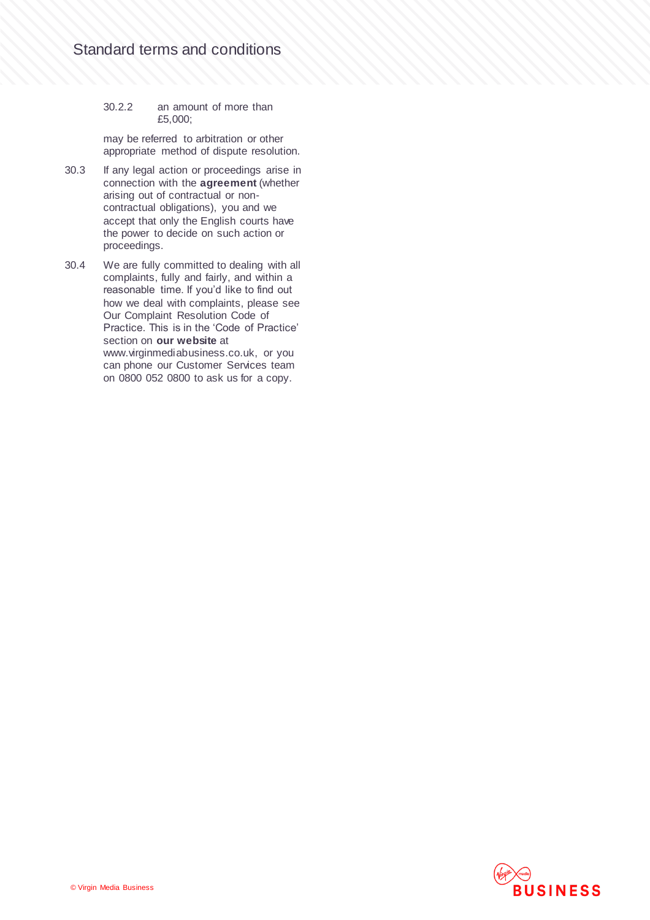30.2.2 an amount of more than £5,000;

may be referred to arbitration or other appropriate method of dispute resolution.

30.3 If any legal action or proceedings arise in connection with the **agreement** (whether arising out of contractual or non-contractual obligations), you and we accept that only the English courts have the power to decide on such action or proceedings.

30.4 We are fully committed to dealing with all complaints, fully and fairly, and within a reasonable time. If you'd like to find out how we deal with complaints, please see Our Complaint Resolution Code of Practice. This is in the 'Code of Practice' section on **our website** at www.virginmediabusiness.co.uk, or you can phone our Customer Services team on 0800 052 0800 to ask us for a copy.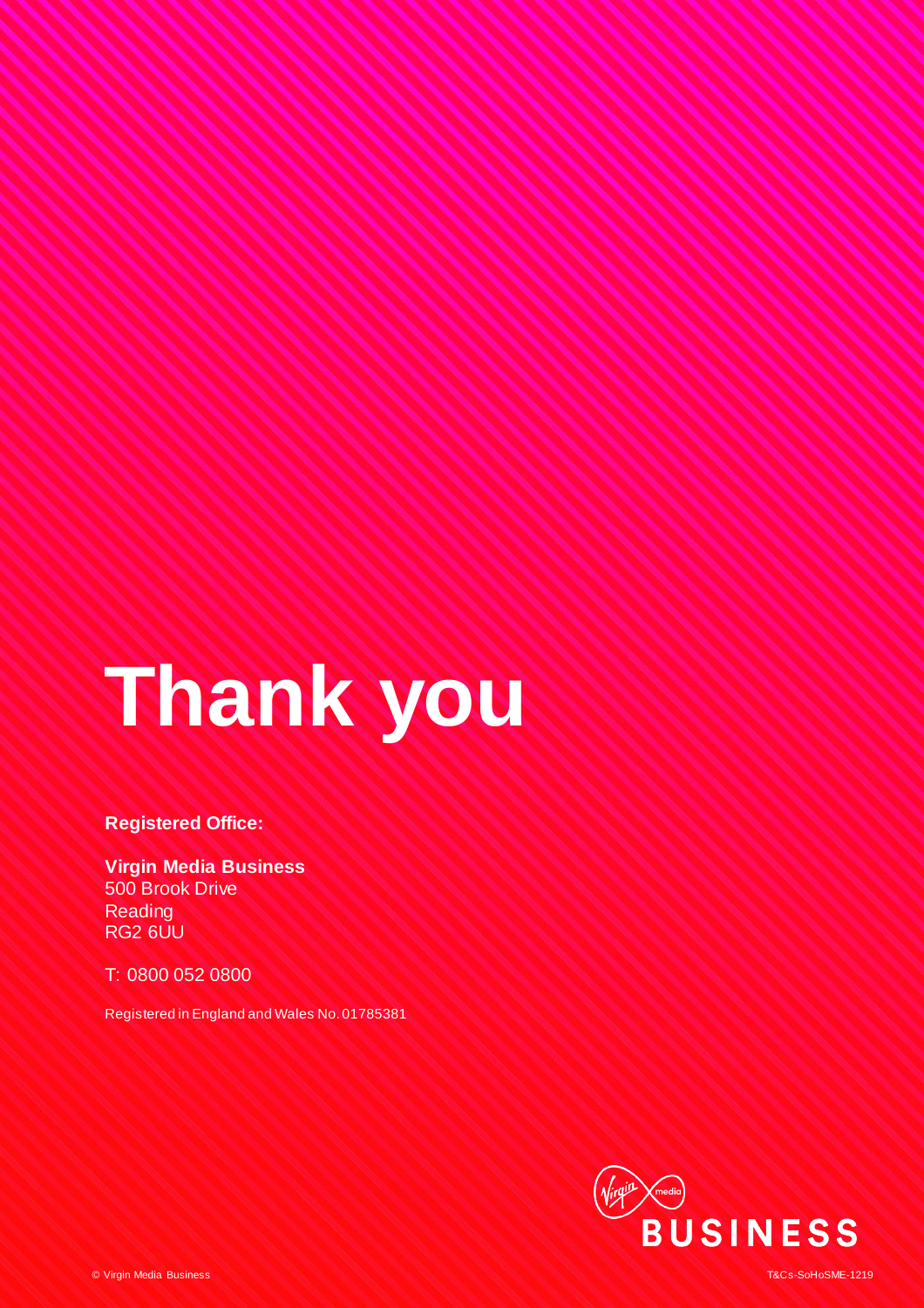# Thank you

**Registered Office:**

**Virgin Media Business**
500 Brook Drive
Reading
RG2 6UU

T: 0800 052 0800

Registered in England and Wales No. 01785381

© Virgin Media Business

T&Cs-SoHoSME-1219